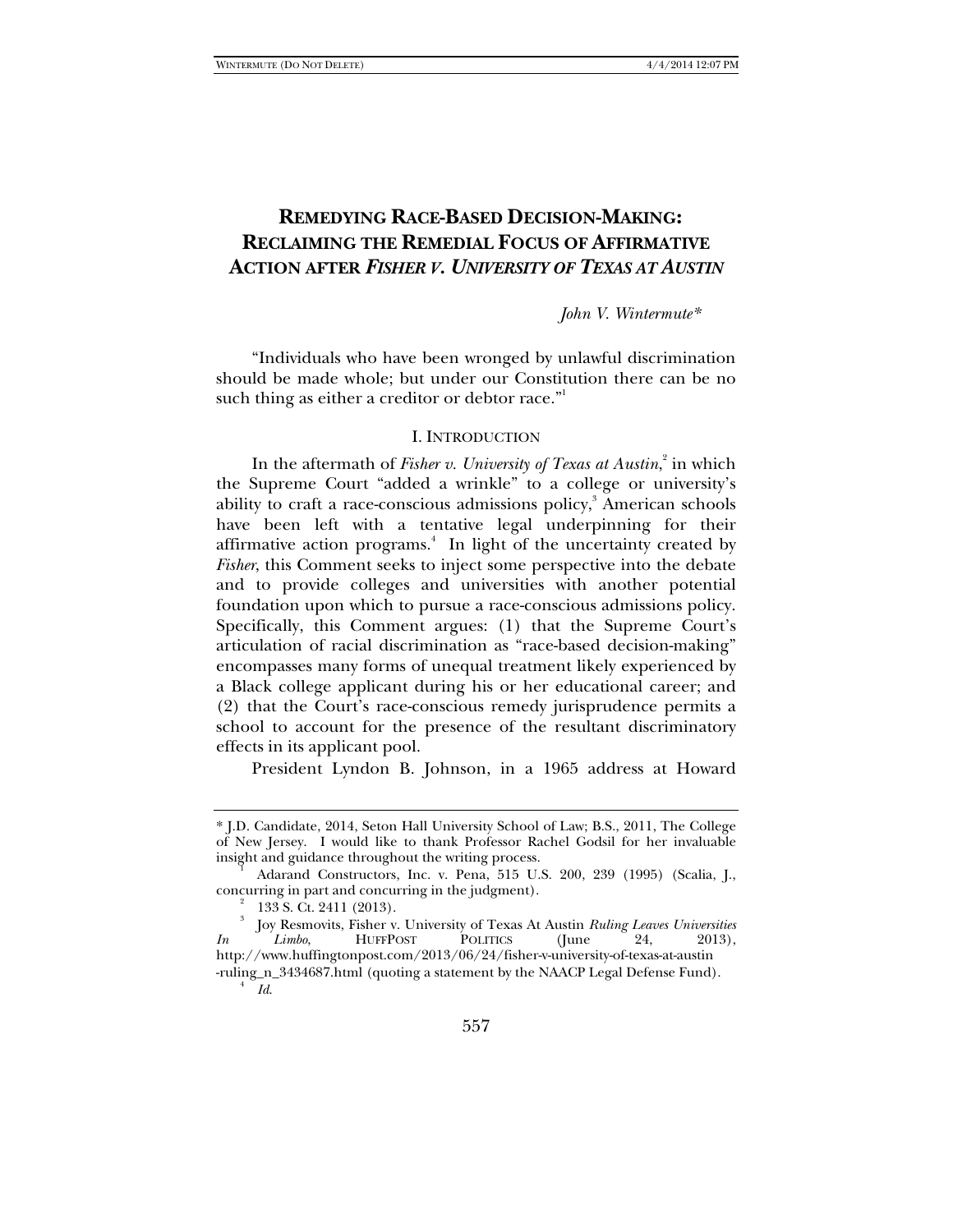# REMEDYING RACE-BASED DECISION-MAKING: RECLAIMING THE REMEDIAL FOCUS OF AFFIRMATIVE ACTION AFTER *FISHER V. UNIVERSITY OF TEXAS AT AUSTIN*

*John V. Wintermute\**

"Individuals who have been wronged by unlawful discrimination should be made whole; but under our Constitution there can be no such thing as either a creditor or debtor race."[1]

## I. INTRODUCTION

In the aftermath of *Fisher v. University of Texas at Austin*,[2] in which the Supreme Court "added a wrinkle" to a college or university's ability to craft a race-conscious admissions policy,[3] American schools have been left with a tentative legal underpinning for their affirmative action programs.[4] In light of the uncertainty created by *Fisher*, this Comment seeks to inject some perspective into the debate and to provide colleges and universities with another potential foundation upon which to pursue a race-conscious admissions policy. Specifically, this Comment argues: (1) that the Supreme Court's articulation of racial discrimination as "race-based decision-making" encompasses many forms of unequal treatment likely experienced by a Black college applicant during his or her educational career; and (2) that the Court's race-conscious remedy jurisprudence permits a school to account for the presence of the resultant discriminatory effects in its applicant pool.

President Lyndon B. Johnson, in a 1965 address at Howard

---

\* J.D. Candidate, 2014, Seton Hall University School of Law; B.S., 2011, The College of New Jersey. I would like to thank Professor Rachel Godsil for her invaluable insight and guidance throughout the writing process.

[1] Adarand Constructors, Inc. v. Pena, 515 U.S. 200, 239 (1995) (Scalia, J., concurring in part and concurring in the judgment).

[2] 133 S. Ct. 2411 (2013).

[3] Joy Resmovits, Fisher v. University of Texas At Austin *Ruling Leaves Universities In Limbo*, HUFFPOST POLITICS (June 24, 2013), http://www.huffingtonpost.com/2013/06/24/fisher-v-university-of-texas-at-austin-ruling_n_3434687.html (quoting a statement by the NAACP Legal Defense Fund).

[4] *Id.*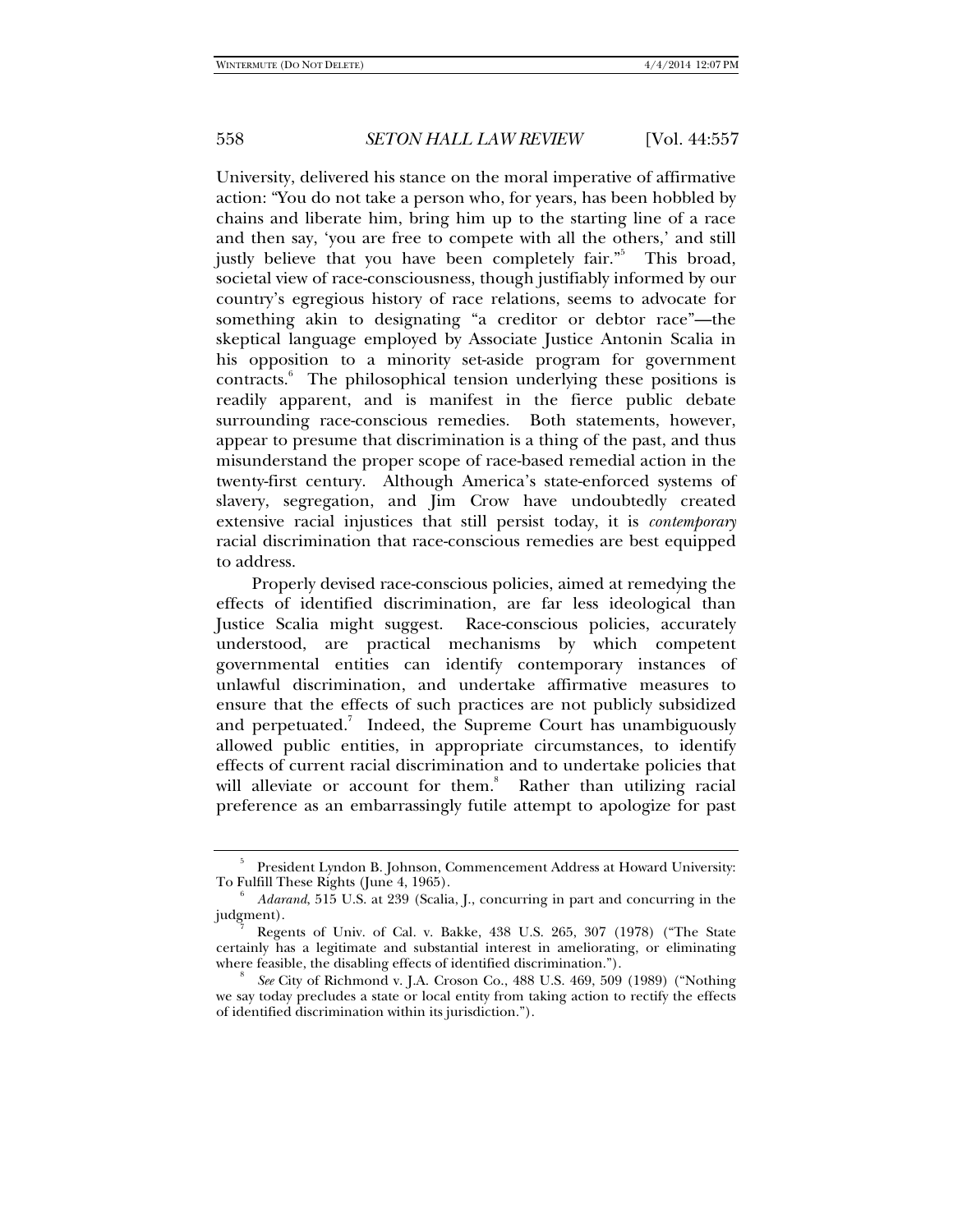University, delivered his stance on the moral imperative of affirmative action: "You do not take a person who, for years, has been hobbled by chains and liberate him, bring him up to the starting line of a race and then say, 'you are free to compete with all the others,' and still justly believe that you have been completely fair."[5] This broad, societal view of race-consciousness, though justifiably informed by our country's egregious history of race relations, seems to advocate for something akin to designating "a creditor or debtor race"—the skeptical language employed by Associate Justice Antonin Scalia in his opposition to a minority set-aside program for government contracts.[6] The philosophical tension underlying these positions is readily apparent, and is manifest in the fierce public debate surrounding race-conscious remedies. Both statements, however, appear to presume that discrimination is a thing of the past, and thus misunderstand the proper scope of race-based remedial action in the twenty-first century. Although America's state-enforced systems of slavery, segregation, and Jim Crow have undoubtedly created extensive racial injustices that still persist today, it is *contemporary* racial discrimination that race-conscious remedies are best equipped to address.

Properly devised race-conscious policies, aimed at remedying the effects of identified discrimination, are far less ideological than Justice Scalia might suggest. Race-conscious policies, accurately understood, are practical mechanisms by which competent governmental entities can identify contemporary instances of unlawful discrimination, and undertake affirmative measures to ensure that the effects of such practices are not publicly subsidized and perpetuated.[7] Indeed, the Supreme Court has unambiguously allowed public entities, in appropriate circumstances, to identify effects of current racial discrimination and to undertake policies that will alleviate or account for them.[8] Rather than utilizing racial preference as an embarrassingly futile attempt to apologize for past

---

[5] President Lyndon B. Johnson, Commencement Address at Howard University: To Fulfill These Rights (June 4, 1965).

[6] *Adarand*, 515 U.S. at 239 (Scalia, J., concurring in part and concurring in the judgment).

[7] Regents of Univ. of Cal. v. Bakke, 438 U.S. 265, 307 (1978) ("The State certainly has a legitimate and substantial interest in ameliorating, or eliminating where feasible, the disabling effects of identified discrimination.").

[8] *See* City of Richmond v. J.A. Croson Co., 488 U.S. 469, 509 (1989) ("Nothing we say today precludes a state or local entity from taking action to rectify the effects of identified discrimination within its jurisdiction.").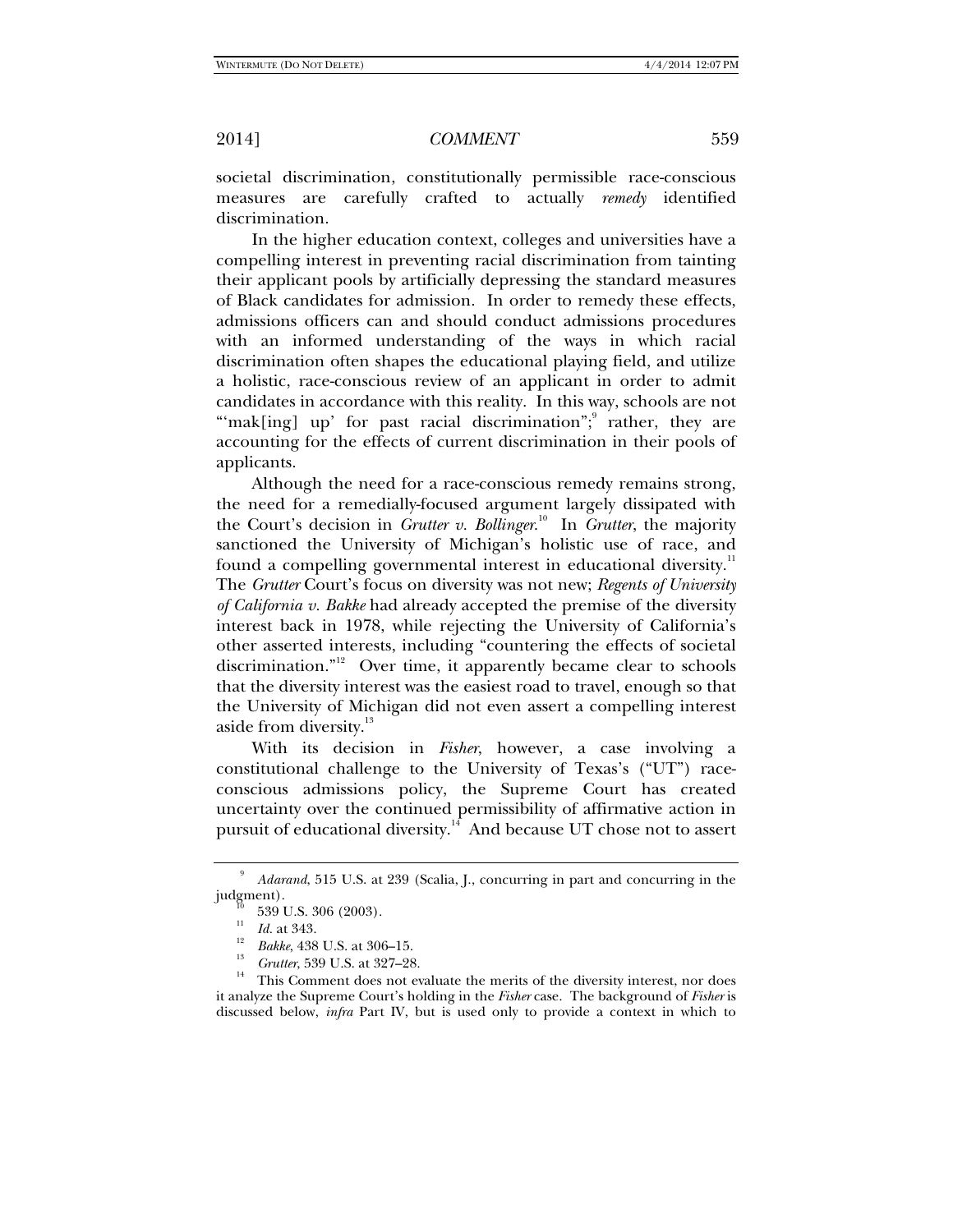societal discrimination, constitutionally permissible race-conscious measures are carefully crafted to actually *remedy* identified discrimination.

In the higher education context, colleges and universities have a compelling interest in preventing racial discrimination from tainting their applicant pools by artificially depressing the standard measures of Black candidates for admission. In order to remedy these effects, admissions officers can and should conduct admissions procedures with an informed understanding of the ways in which racial discrimination often shapes the educational playing field, and utilize a holistic, race-conscious review of an applicant in order to admit candidates in accordance with this reality. In this way, schools are not "'mak[ing] up' for past racial discrimination";[9] rather, they are accounting for the effects of current discrimination in their pools of applicants.

Although the need for a race-conscious remedy remains strong, the need for a remedially-focused argument largely dissipated with the Court's decision in *Grutter v. Bollinger*.[10] In *Grutter*, the majority sanctioned the University of Michigan's holistic use of race, and found a compelling governmental interest in educational diversity.[11] The *Grutter* Court's focus on diversity was not new; *Regents of University of California v. Bakke* had already accepted the premise of the diversity interest back in 1978, while rejecting the University of California's other asserted interests, including "countering the effects of societal discrimination."[12] Over time, it apparently became clear to schools that the diversity interest was the easiest road to travel, enough so that the University of Michigan did not even assert a compelling interest aside from diversity.[13]

With its decision in *Fisher*, however, a case involving a constitutional challenge to the University of Texas's ("UT") race-conscious admissions policy, the Supreme Court has created uncertainty over the continued permissibility of affirmative action in pursuit of educational diversity.[14] And because UT chose not to assert

---

[9] *Adarand*, 515 U.S. at 239 (Scalia, J., concurring in part and concurring in the judgment).

[10] 539 U.S. 306 (2003).

[11] *Id.* at 343.

[12] *Bakke*, 438 U.S. at 306–15.

[13] *Grutter*, 539 U.S. at 327–28.

[14] This Comment does not evaluate the merits of the diversity interest, nor does it analyze the Supreme Court's holding in the *Fisher* case. The background of *Fisher* is discussed below, *infra* Part IV, but is used only to provide a context in which to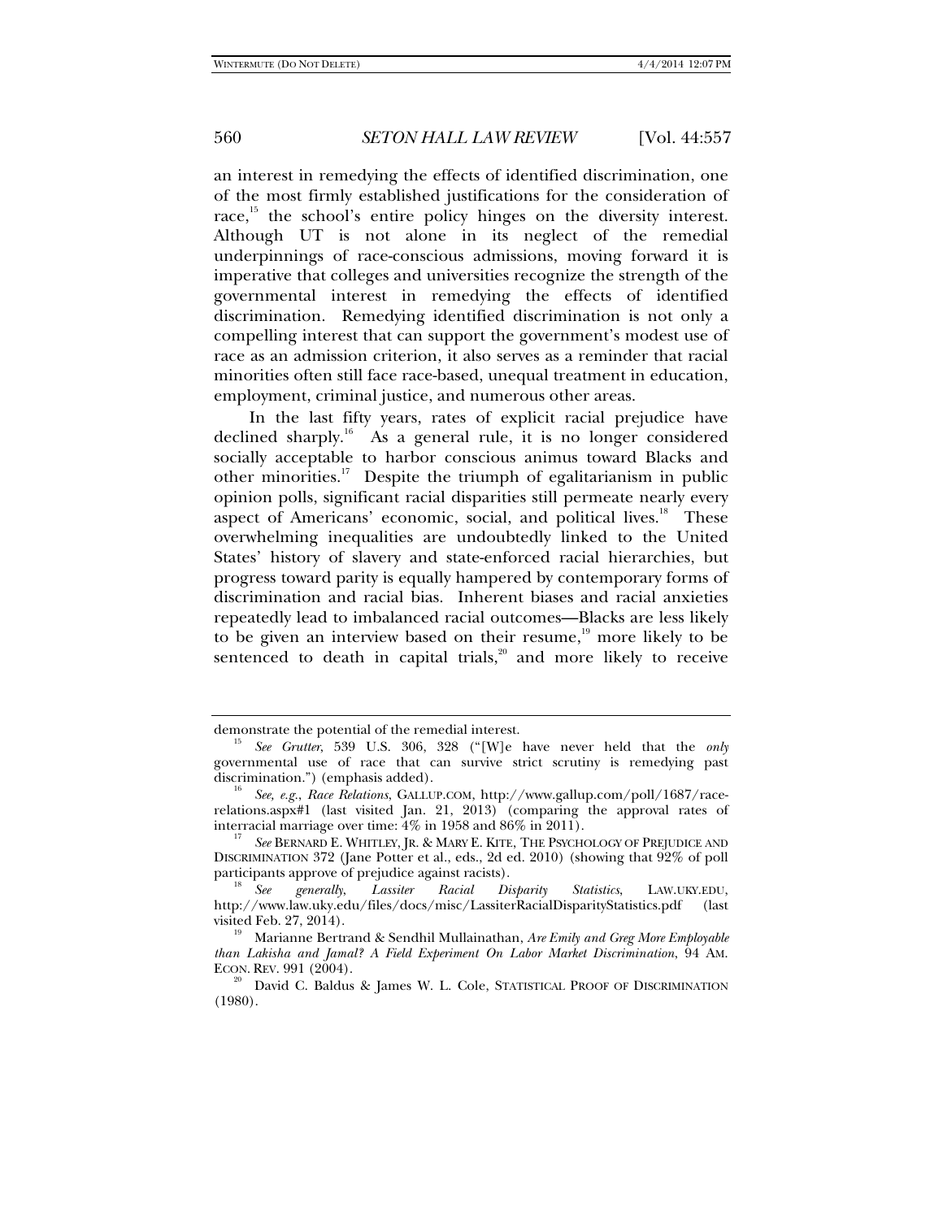an interest in remedying the effects of identified discrimination, one of the most firmly established justifications for the consideration of race,[15] the school's entire policy hinges on the diversity interest. Although UT is not alone in its neglect of the remedial underpinnings of race-conscious admissions, moving forward it is imperative that colleges and universities recognize the strength of the governmental interest in remedying the effects of identified discrimination. Remedying identified discrimination is not only a compelling interest that can support the government's modest use of race as an admission criterion, it also serves as a reminder that racial minorities often still face race-based, unequal treatment in education, employment, criminal justice, and numerous other areas.

In the last fifty years, rates of explicit racial prejudice have declined sharply.[16] As a general rule, it is no longer considered socially acceptable to harbor conscious animus toward Blacks and other minorities.[17] Despite the triumph of egalitarianism in public opinion polls, significant racial disparities still permeate nearly every aspect of Americans' economic, social, and political lives.[18] These overwhelming inequalities are undoubtedly linked to the United States' history of slavery and state-enforced racial hierarchies, but progress toward parity is equally hampered by contemporary forms of discrimination and racial bias. Inherent biases and racial anxieties repeatedly lead to imbalanced racial outcomes—Blacks are less likely to be given an interview based on their resume,[19] more likely to be sentenced to death in capital trials,[20] and more likely to receive

---

demonstrate the potential of the remedial interest.

[15] *See Grutter*, 539 U.S. 306, 328 ("[W]e have never held that the *only* governmental use of race that can survive strict scrutiny is remedying past discrimination.") (emphasis added).

[16] *See, e.g.*, *Race Relations*, GALLUP.COM, http://www.gallup.com/poll/1687/race-relations.aspx#1 (last visited Jan. 21, 2013) (comparing the approval rates of interracial marriage over time: 4% in 1958 and 86% in 2011).

[17] *See* BERNARD E. WHITLEY, JR. & MARY E. KITE, THE PSYCHOLOGY OF PREJUDICE AND DISCRIMINATION 372 (Jane Potter et al., eds., 2d ed. 2010) (showing that 92% of poll participants approve of prejudice against racists).

[18] *See generally*, *Lassiter Racial Disparity Statistics*, LAW.UKY.EDU, http://www.law.uky.edu/files/docs/misc/LassiterRacialDisparityStatistics.pdf (last visited Feb. 27, 2014).

[19] Marianne Bertrand & Sendhil Mullainathan, *Are Emily and Greg More Employable than Lakisha and Jamal? A Field Experiment On Labor Market Discrimination*, 94 AM. ECON. REV. 991 (2004).

[20] David C. Baldus & James W. L. Cole, STATISTICAL PROOF OF DISCRIMINATION (1980).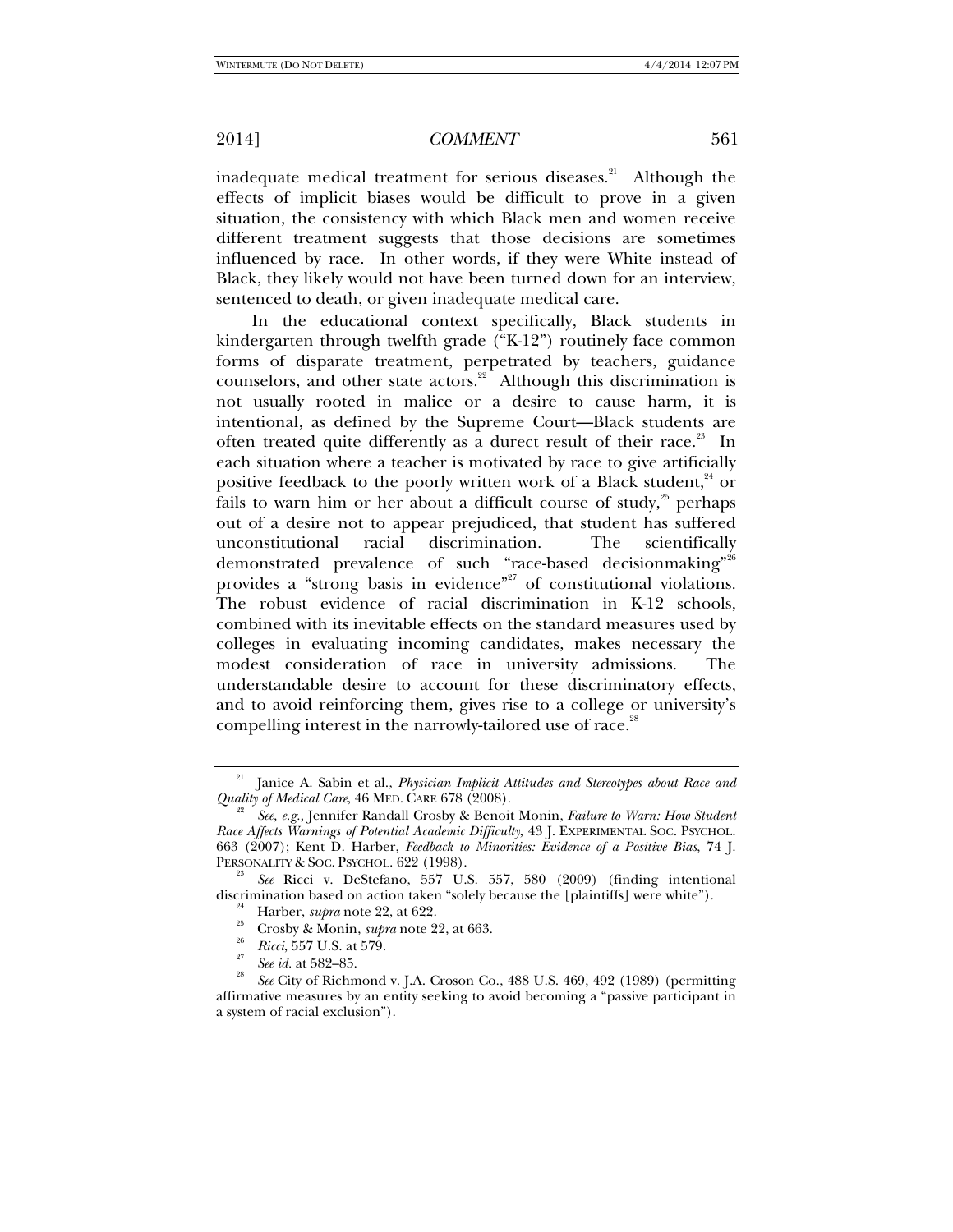inadequate medical treatment for serious diseases.[21] Although the effects of implicit biases would be difficult to prove in a given situation, the consistency with which Black men and women receive different treatment suggests that those decisions are sometimes influenced by race. In other words, if they were White instead of Black, they likely would not have been turned down for an interview, sentenced to death, or given inadequate medical care.

In the educational context specifically, Black students in kindergarten through twelfth grade ("K-12") routinely face common forms of disparate treatment, perpetrated by teachers, guidance counselors, and other state actors.[22] Although this discrimination is not usually rooted in malice or a desire to cause harm, it is intentional, as defined by the Supreme Court—Black students are often treated quite differently as a durect result of their race.[23] In each situation where a teacher is motivated by race to give artificially positive feedback to the poorly written work of a Black student,[24] or fails to warn him or her about a difficult course of study,[25] perhaps out of a desire not to appear prejudiced, that student has suffered unconstitutional racial discrimination. The scientifically demonstrated prevalence of such "race-based decisionmaking"[26] provides a "strong basis in evidence"[27] of constitutional violations. The robust evidence of racial discrimination in K-12 schools, combined with its inevitable effects on the standard measures used by colleges in evaluating incoming candidates, makes necessary the modest consideration of race in university admissions. The understandable desire to account for these discriminatory effects, and to avoid reinforcing them, gives rise to a college or university's compelling interest in the narrowly-tailored use of race.[28]

---

[21] Janice A. Sabin et al., *Physician Implicit Attitudes and Stereotypes about Race and Quality of Medical Care*, 46 MED. CARE 678 (2008).

[22] *See, e.g.*, Jennifer Randall Crosby & Benoit Monin, *Failure to Warn: How Student Race Affects Warnings of Potential Academic Difficulty*, 43 J. EXPERIMENTAL SOC. PSYCHOL. 663 (2007); Kent D. Harber, *Feedback to Minorities: Evidence of a Positive Bias*, 74 J. PERSONALITY & SOC. PSYCHOL. 622 (1998).

[23] *See* Ricci v. DeStefano, 557 U.S. 557, 580 (2009) (finding intentional discrimination based on action taken "solely because the [plaintiffs] were white").

[24] Harber, *supra* note 22, at 622.

[25] Crosby & Monin, *supra* note 22, at 663.

[26] *Ricci*, 557 U.S. at 579.

[27] *See id.* at 582–85.

[28] *See* City of Richmond v. J.A. Croson Co., 488 U.S. 469, 492 (1989) (permitting affirmative measures by an entity seeking to avoid becoming a "passive participant in a system of racial exclusion").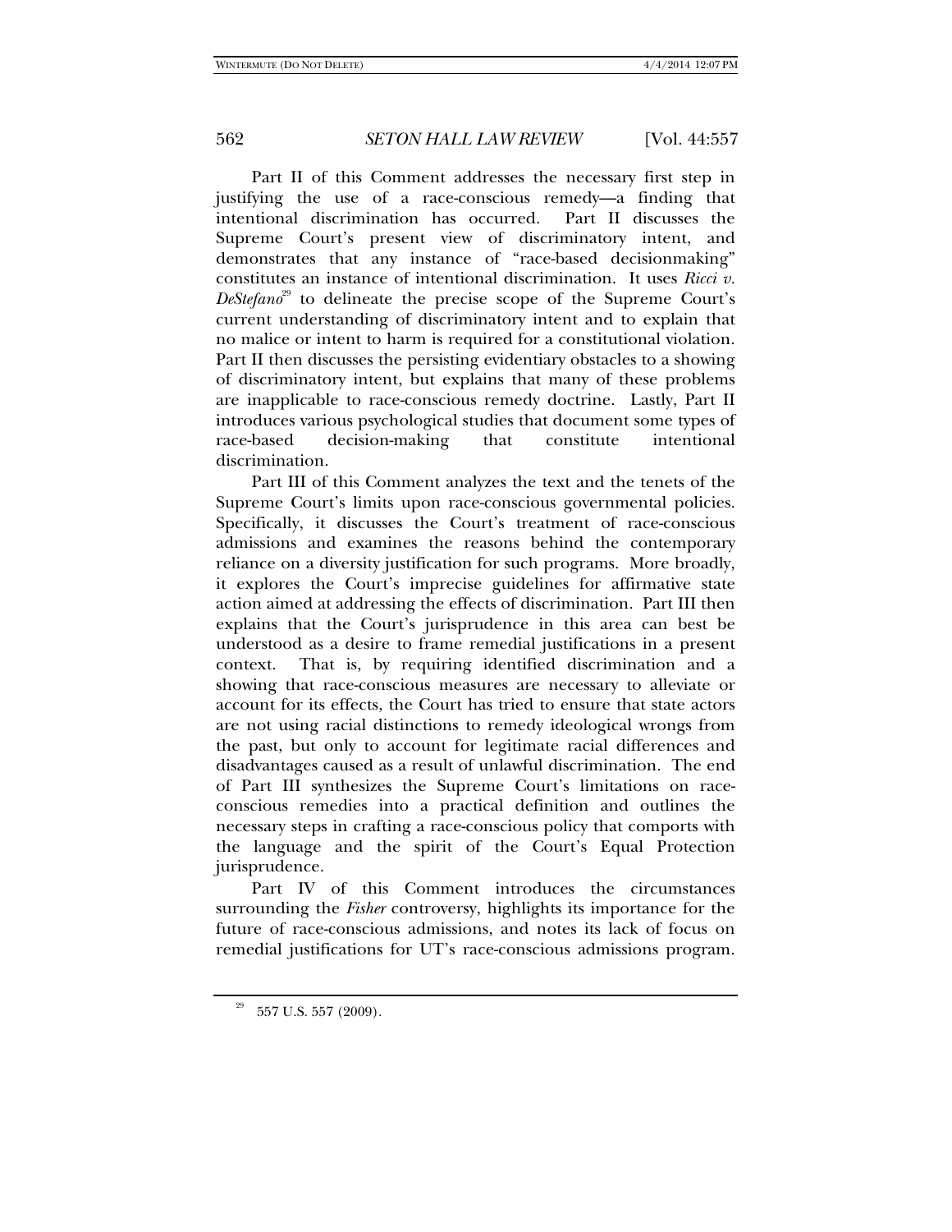Part II of this Comment addresses the necessary first step in justifying the use of a race-conscious remedy—a finding that intentional discrimination has occurred. Part II discusses the Supreme Court's present view of discriminatory intent, and demonstrates that any instance of "race-based decisionmaking" constitutes an instance of intentional discrimination. It uses *Ricci v. DeStefano*[29] to delineate the precise scope of the Supreme Court's current understanding of discriminatory intent and to explain that no malice or intent to harm is required for a constitutional violation. Part II then discusses the persisting evidentiary obstacles to a showing of discriminatory intent, but explains that many of these problems are inapplicable to race-conscious remedy doctrine. Lastly, Part II introduces various psychological studies that document some types of race-based decision-making that constitute intentional discrimination.

Part III of this Comment analyzes the text and the tenets of the Supreme Court's limits upon race-conscious governmental policies. Specifically, it discusses the Court's treatment of race-conscious admissions and examines the reasons behind the contemporary reliance on a diversity justification for such programs. More broadly, it explores the Court's imprecise guidelines for affirmative state action aimed at addressing the effects of discrimination. Part III then explains that the Court's jurisprudence in this area can best be understood as a desire to frame remedial justifications in a present context. That is, by requiring identified discrimination and a showing that race-conscious measures are necessary to alleviate or account for its effects, the Court has tried to ensure that state actors are not using racial distinctions to remedy ideological wrongs from the past, but only to account for legitimate racial differences and disadvantages caused as a result of unlawful discrimination. The end of Part III synthesizes the Supreme Court's limitations on race-conscious remedies into a practical definition and outlines the necessary steps in crafting a race-conscious policy that comports with the language and the spirit of the Court's Equal Protection jurisprudence.

Part IV of this Comment introduces the circumstances surrounding the *Fisher* controversy, highlights its importance for the future of race-conscious admissions, and notes its lack of focus on remedial justifications for UT's race-conscious admissions program.

[29] 557 U.S. 557 (2009).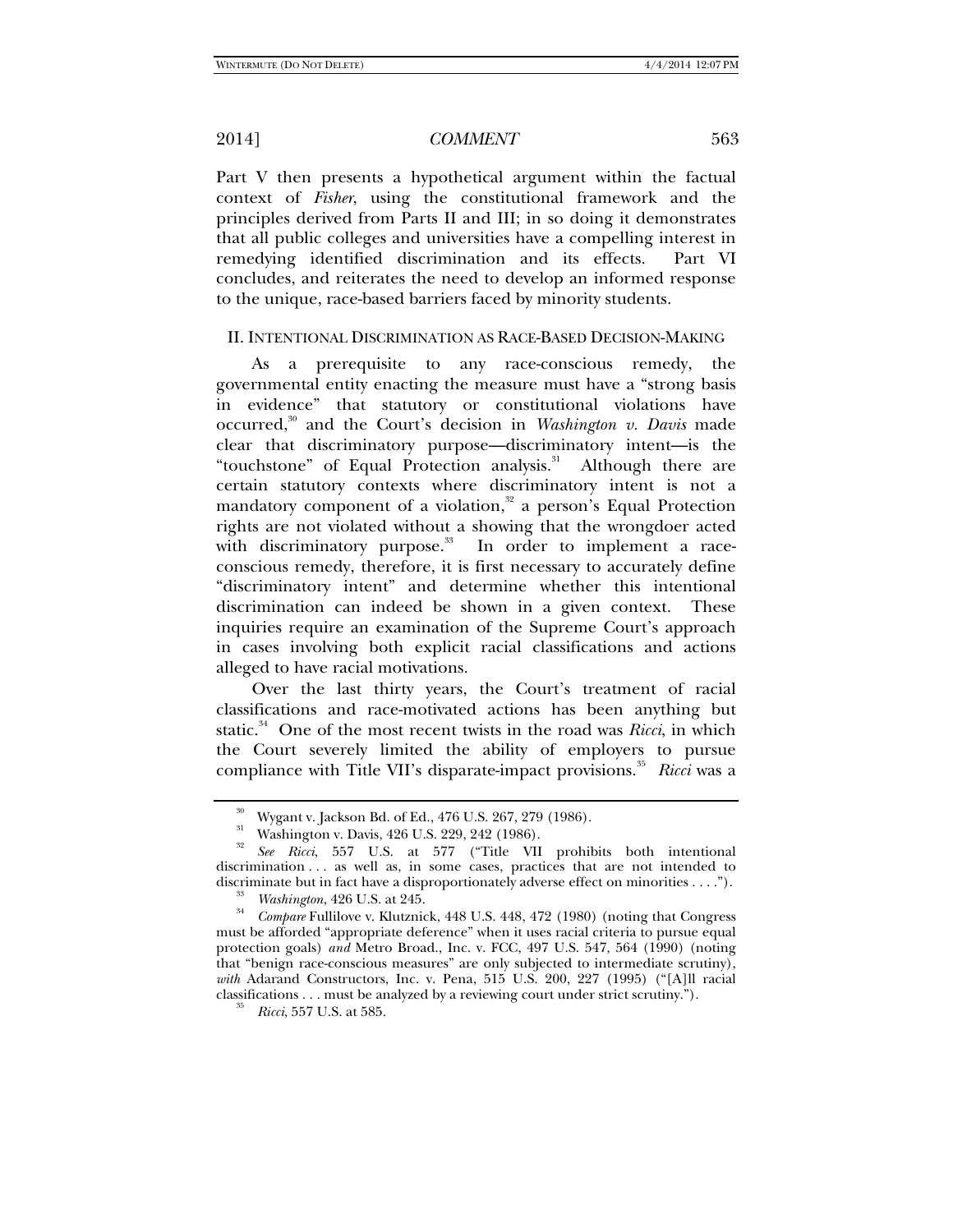Part V then presents a hypothetical argument within the factual context of *Fisher*, using the constitutional framework and the principles derived from Parts II and III; in so doing it demonstrates that all public colleges and universities have a compelling interest in remedying identified discrimination and its effects. Part VI concludes, and reiterates the need to develop an informed response to the unique, race-based barriers faced by minority students.

## II. INTENTIONAL DISCRIMINATION AS RACE-BASED DECISION-MAKING

As a prerequisite to any race-conscious remedy, the governmental entity enacting the measure must have a "strong basis in evidence" that statutory or constitutional violations have occurred,[30] and the Court's decision in *Washington v. Davis* made clear that discriminatory purpose—discriminatory intent—is the "touchstone" of Equal Protection analysis.[31] Although there are certain statutory contexts where discriminatory intent is not a mandatory component of a violation,[32] a person's Equal Protection rights are not violated without a showing that the wrongdoer acted with discriminatory purpose.[33] In order to implement a race-conscious remedy, therefore, it is first necessary to accurately define "discriminatory intent" and determine whether this intentional discrimination can indeed be shown in a given context. These inquiries require an examination of the Supreme Court's approach in cases involving both explicit racial classifications and actions alleged to have racial motivations.

Over the last thirty years, the Court's treatment of racial classifications and race-motivated actions has been anything but static.[34] One of the most recent twists in the road was *Ricci*, in which the Court severely limited the ability of employers to pursue compliance with Title VII's disparate-impact provisions.[35] *Ricci* was a

---

[30] Wygant v. Jackson Bd. of Ed., 476 U.S. 267, 279 (1986).

[31] Washington v. Davis, 426 U.S. 229, 242 (1986).

[32] *See Ricci*, 557 U.S. at 577 ("Title VII prohibits both intentional discrimination . . . as well as, in some cases, practices that are not intended to discriminate but in fact have a disproportionately adverse effect on minorities . . . .").

[33] *Washington*, 426 U.S. at 245.

[34] *Compare* Fullilove v. Klutznick, 448 U.S. 448, 472 (1980) (noting that Congress must be afforded "appropriate deference" when it uses racial criteria to pursue equal protection goals) *and* Metro Broad., Inc. v. FCC, 497 U.S. 547, 564 (1990) (noting that "benign race-conscious measures" are only subjected to intermediate scrutiny), *with* Adarand Constructors, Inc. v. Pena, 515 U.S. 200, 227 (1995) ("[A]ll racial classifications . . . must be analyzed by a reviewing court under strict scrutiny.").

[35] *Ricci*, 557 U.S. at 585.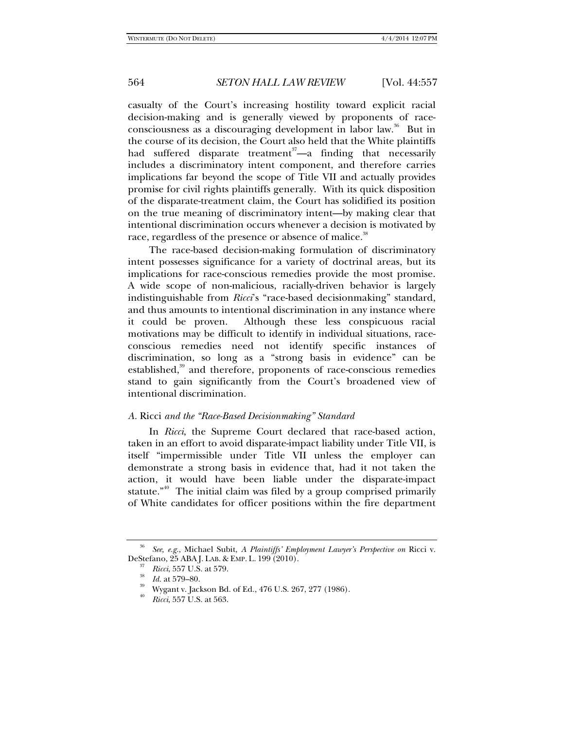casualty of the Court's increasing hostility toward explicit racial decision-making and is generally viewed by proponents of race-consciousness as a discouraging development in labor law.[36] But in the course of its decision, the Court also held that the White plaintiffs had suffered disparate treatment[37]—a finding that necessarily includes a discriminatory intent component, and therefore carries implications far beyond the scope of Title VII and actually provides promise for civil rights plaintiffs generally. With its quick disposition of the disparate-treatment claim, the Court has solidified its position on the true meaning of discriminatory intent—by making clear that intentional discrimination occurs whenever a decision is motivated by race, regardless of the presence or absence of malice.[38]

The race-based decision-making formulation of discriminatory intent possesses significance for a variety of doctrinal areas, but its implications for race-conscious remedies provide the most promise. A wide scope of non-malicious, racially-driven behavior is largely indistinguishable from *Ricci*'s "race-based decisionmaking" standard, and thus amounts to intentional discrimination in any instance where it could be proven. Although these less conspicuous racial motivations may be difficult to identify in individual situations, race-conscious remedies need not identify specific instances of discrimination, so long as a "strong basis in evidence" can be established,[39] and therefore, proponents of race-conscious remedies stand to gain significantly from the Court's broadened view of intentional discrimination.

### *A.* Ricci *and the "Race-Based Decisionmaking" Standard*

In *Ricci*, the Supreme Court declared that race-based action, taken in an effort to avoid disparate-impact liability under Title VII, is itself "impermissible under Title VII unless the employer can demonstrate a strong basis in evidence that, had it not taken the action, it would have been liable under the disparate-impact statute."[40] The initial claim was filed by a group comprised primarily of White candidates for officer positions within the fire department

---

[36] *See, e.g.*, Michael Subit, *A Plaintiffs' Employment Lawyer's Perspective on* Ricci v. DeStefano, 25 ABA J. LAB. & EMP. L. 199 (2010).

[37] *Ricci*, 557 U.S. at 579.

[38] *Id.* at 579–80.

[39] Wygant v. Jackson Bd. of Ed., 476 U.S. 267, 277 (1986).

[40] *Ricci*, 557 U.S. at 563.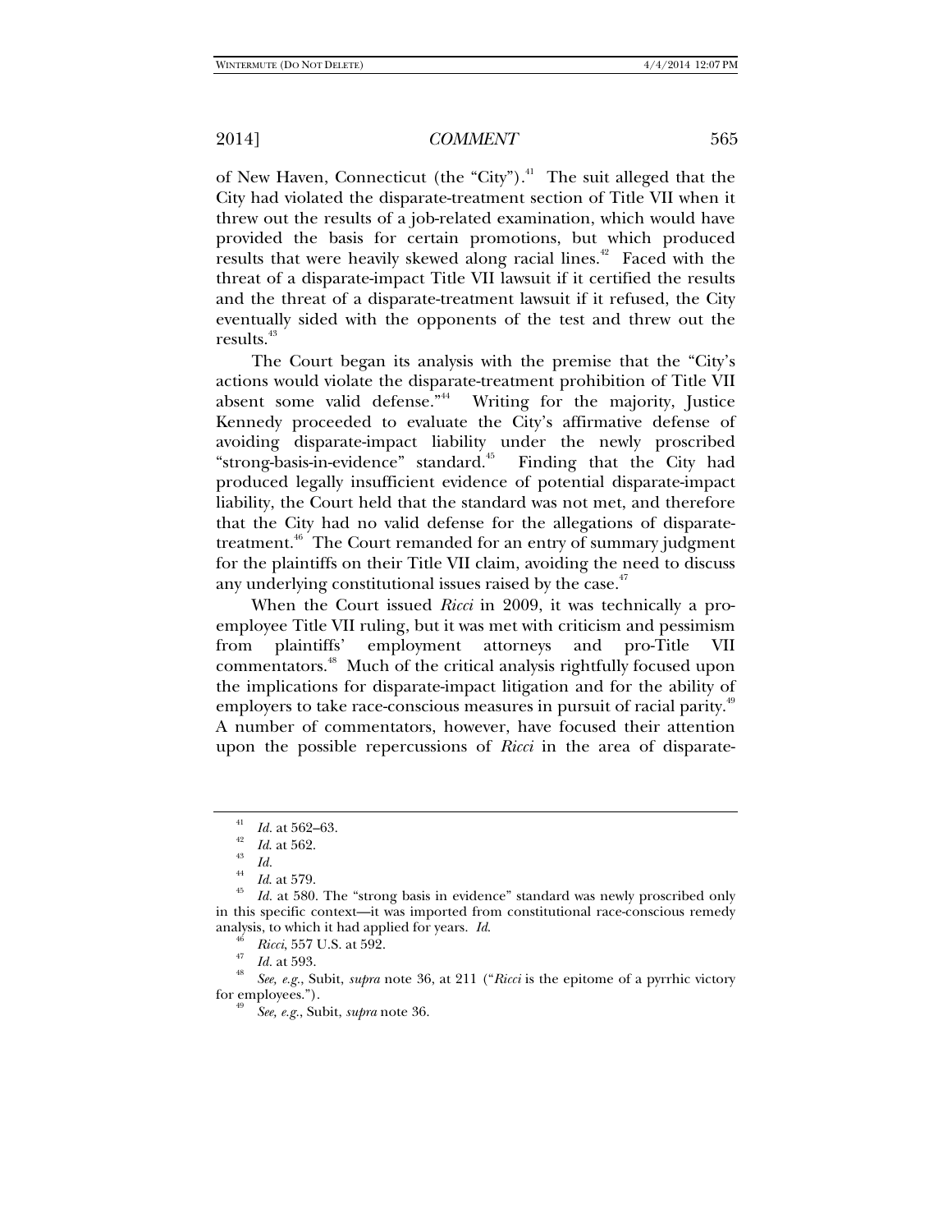of New Haven, Connecticut (the "City").[41] The suit alleged that the City had violated the disparate-treatment section of Title VII when it threw out the results of a job-related examination, which would have provided the basis for certain promotions, but which produced results that were heavily skewed along racial lines.[42] Faced with the threat of a disparate-impact Title VII lawsuit if it certified the results and the threat of a disparate-treatment lawsuit if it refused, the City eventually sided with the opponents of the test and threw out the results.[43]

The Court began its analysis with the premise that the "City's actions would violate the disparate-treatment prohibition of Title VII absent some valid defense."[44] Writing for the majority, Justice Kennedy proceeded to evaluate the City's affirmative defense of avoiding disparate-impact liability under the newly proscribed "strong-basis-in-evidence" standard.[45] Finding that the City had produced legally insufficient evidence of potential disparate-impact liability, the Court held that the standard was not met, and therefore that the City had no valid defense for the allegations of disparate-treatment.[46] The Court remanded for an entry of summary judgment for the plaintiffs on their Title VII claim, avoiding the need to discuss any underlying constitutional issues raised by the case.[47]

When the Court issued *Ricci* in 2009, it was technically a pro-employee Title VII ruling, but it was met with criticism and pessimism from plaintiffs' employment attorneys and pro-Title VII commentators.[48] Much of the critical analysis rightfully focused upon the implications for disparate-impact litigation and for the ability of employers to take race-conscious measures in pursuit of racial parity.[49] A number of commentators, however, have focused their attention upon the possible repercussions of *Ricci* in the area of disparate-

---

[41] *Id.* at 562–63.

[42] *Id.* at 562.

[43] *Id.*

[44] *Id.* at 579.

[45] *Id.* at 580. The "strong basis in evidence" standard was newly proscribed only in this specific context—it was imported from constitutional race-conscious remedy analysis, to which it had applied for years. *Id.*

[46] *Ricci*, 557 U.S. at 592.

[47] *Id.* at 593.

[48] *See, e.g.*, Subit, *supra* note 36, at 211 ("*Ricci* is the epitome of a pyrrhic victory for employees.").

[49] *See, e.g.*, Subit, *supra* note 36.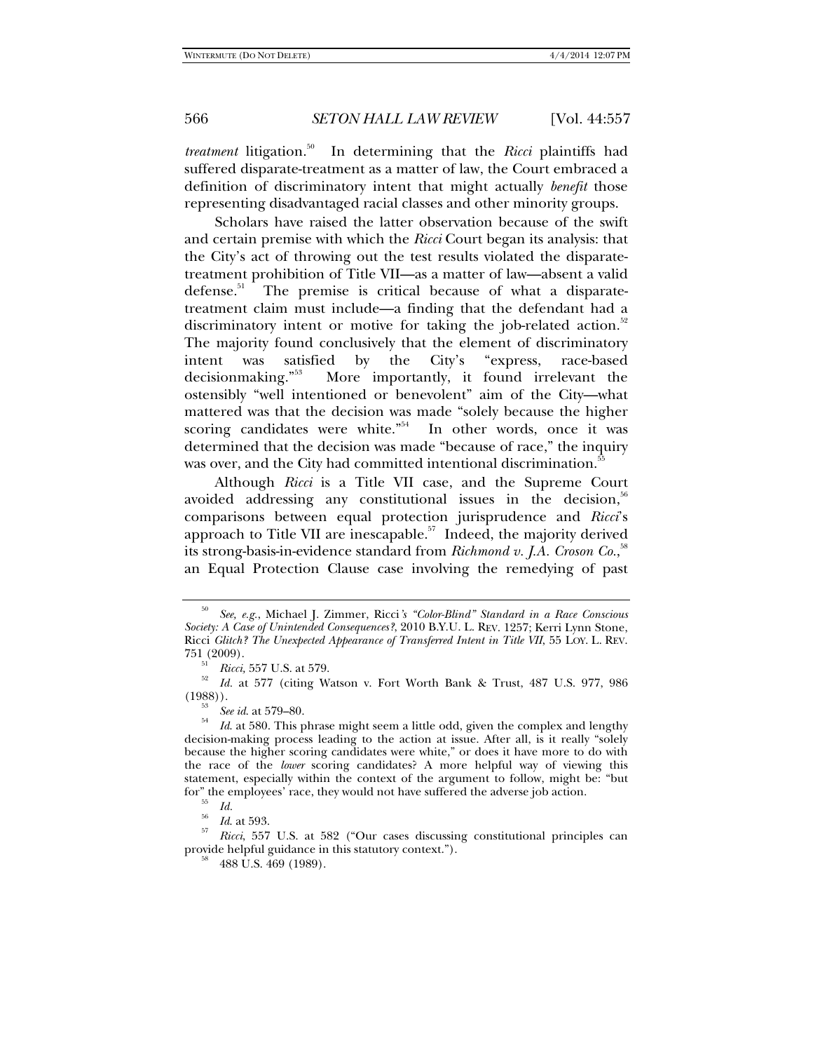*treatment* litigation.[50] In determining that the *Ricci* plaintiffs had suffered disparate-treatment as a matter of law, the Court embraced a definition of discriminatory intent that might actually *benefit* those representing disadvantaged racial classes and other minority groups.

Scholars have raised the latter observation because of the swift and certain premise with which the *Ricci* Court began its analysis: that the City's act of throwing out the test results violated the disparate-treatment prohibition of Title VII—as a matter of law—absent a valid defense.[51] The premise is critical because of what a disparate-treatment claim must include—a finding that the defendant had a discriminatory intent or motive for taking the job-related action.[52] The majority found conclusively that the element of discriminatory intent was satisfied by the City's "express, race-based decisionmaking."[53] More importantly, it found irrelevant the ostensibly "well intentioned or benevolent" aim of the City—what mattered was that the decision was made "solely because the higher scoring candidates were white."[54] In other words, once it was determined that the decision was made "because of race," the inquiry was over, and the City had committed intentional discrimination.[55]

Although *Ricci* is a Title VII case, and the Supreme Court avoided addressing any constitutional issues in the decision,[56] comparisons between equal protection jurisprudence and *Ricci*'s approach to Title VII are inescapable.[57] Indeed, the majority derived its strong-basis-in-evidence standard from *Richmond v. J.A. Croson Co.*,[58] an Equal Protection Clause case involving the remedying of past

---

[50] *See, e.g.*, Michael J. Zimmer, Ricci*'s "Color-Blind" Standard in a Race Conscious Society: A Case of Unintended Consequences?*, 2010 B.Y.U. L. REV. 1257; Kerri Lynn Stone, Ricci *Glitch? The Unexpected Appearance of Transferred Intent in Title VII*, 55 LOY. L. REV. 751 (2009).

[51] *Ricci*, 557 U.S. at 579.

[52] *Id.* at 577 (citing Watson v. Fort Worth Bank & Trust, 487 U.S. 977, 986 (1988)).

[53] *See id.* at 579–80.

[54] *Id.* at 580. This phrase might seem a little odd, given the complex and lengthy decision-making process leading to the action at issue. After all, is it really "solely because the higher scoring candidates were white," or does it have more to do with the race of the *lower* scoring candidates? A more helpful way of viewing this statement, especially within the context of the argument to follow, might be: "but for" the employees' race, they would not have suffered the adverse job action.

[55] *Id.*

[56] *Id.* at 593.

[57] *Ricci*, 557 U.S. at 582 ("Our cases discussing constitutional principles can provide helpful guidance in this statutory context.").

[58] 488 U.S. 469 (1989).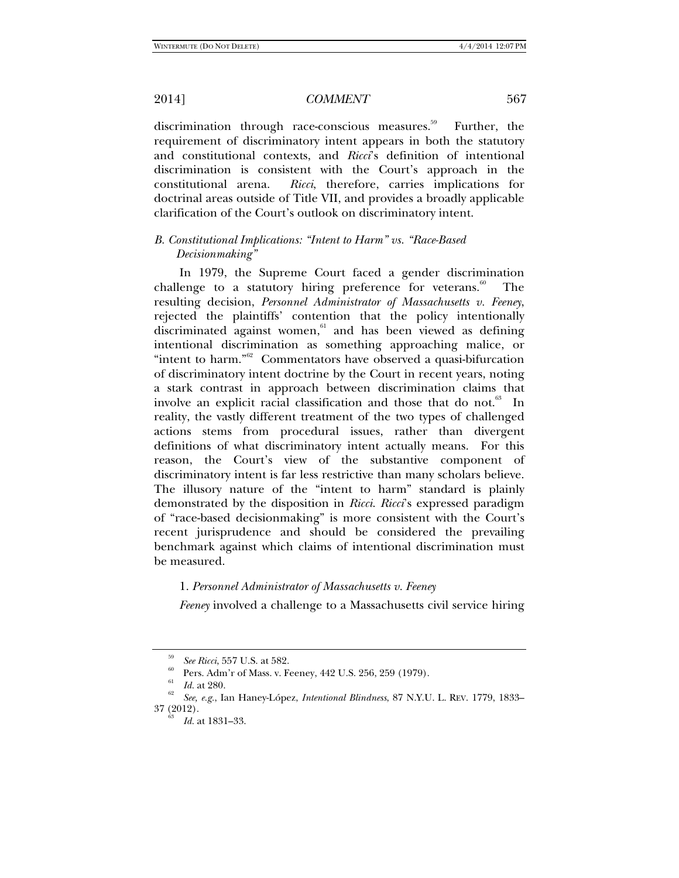discrimination through race-conscious measures.[59] Further, the requirement of discriminatory intent appears in both the statutory and constitutional contexts, and *Ricci*'s definition of intentional discrimination is consistent with the Court's approach in the constitutional arena. *Ricci*, therefore, carries implications for doctrinal areas outside of Title VII, and provides a broadly applicable clarification of the Court's outlook on discriminatory intent.

### B. Constitutional Implications: "Intent to Harm" vs. "Race-Based Decisionmaking"

In 1979, the Supreme Court faced a gender discrimination challenge to a statutory hiring preference for veterans.[60] The resulting decision, *Personnel Administrator of Massachusetts v. Feeney*, rejected the plaintiffs' contention that the policy intentionally discriminated against women,[61] and has been viewed as defining intentional discrimination as something approaching malice, or "intent to harm."[62] Commentators have observed a quasi-bifurcation of discriminatory intent doctrine by the Court in recent years, noting a stark contrast in approach between discrimination claims that involve an explicit racial classification and those that do not.[63] In reality, the vastly different treatment of the two types of challenged actions stems from procedural issues, rather than divergent definitions of what discriminatory intent actually means. For this reason, the Court's view of the substantive component of discriminatory intent is far less restrictive than many scholars believe. The illusory nature of the "intent to harm" standard is plainly demonstrated by the disposition in *Ricci*. *Ricci*'s expressed paradigm of "race-based decisionmaking" is more consistent with the Court's recent jurisprudence and should be considered the prevailing benchmark against which claims of intentional discrimination must be measured.

#### 1. *Personnel Administrator of Massachusetts v. Feeney*

*Feeney* involved a challenge to a Massachusetts civil service hiring

---

[59] *See Ricci*, 557 U.S. at 582.

[60] Pers. Adm'r of Mass. v. Feeney, 442 U.S. 256, 259 (1979).

[61] *Id.* at 280.

[62] *See, e.g.*, Ian Haney-López, *Intentional Blindness*, 87 N.Y.U. L. REV. 1779, 1833–37 (2012).

[63] *Id.* at 1831–33.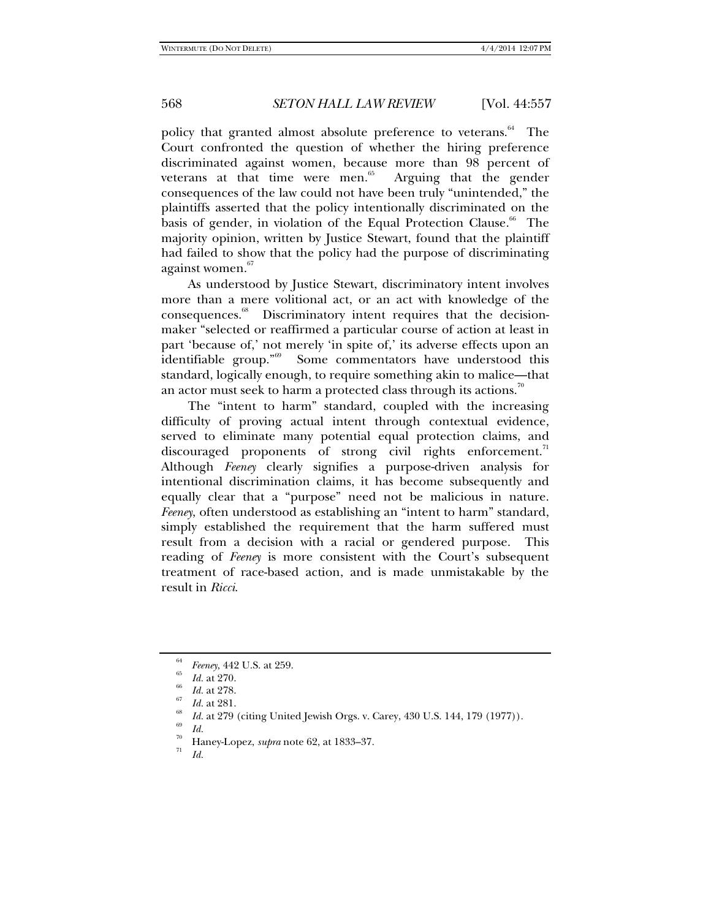policy that granted almost absolute preference to veterans.[64] The Court confronted the question of whether the hiring preference discriminated against women, because more than 98 percent of veterans at that time were men.[65] Arguing that the gender consequences of the law could not have been truly "unintended," the plaintiffs asserted that the policy intentionally discriminated on the basis of gender, in violation of the Equal Protection Clause.[66] The majority opinion, written by Justice Stewart, found that the plaintiff had failed to show that the policy had the purpose of discriminating against women.[67]

As understood by Justice Stewart, discriminatory intent involves more than a mere volitional act, or an act with knowledge of the consequences.[68] Discriminatory intent requires that the decision-maker "selected or reaffirmed a particular course of action at least in part 'because of,' not merely 'in spite of,' its adverse effects upon an identifiable group."[69] Some commentators have understood this standard, logically enough, to require something akin to malice—that an actor must seek to harm a protected class through its actions.[70]

The "intent to harm" standard, coupled with the increasing difficulty of proving actual intent through contextual evidence, served to eliminate many potential equal protection claims, and discouraged proponents of strong civil rights enforcement.[71] Although *Feeney* clearly signifies a purpose-driven analysis for intentional discrimination claims, it has become subsequently and equally clear that a "purpose" need not be malicious in nature. *Feeney*, often understood as establishing an "intent to harm" standard, simply established the requirement that the harm suffered must result from a decision with a racial or gendered purpose. This reading of *Feeney* is more consistent with the Court's subsequent treatment of race-based action, and is made unmistakable by the result in *Ricci*.

---

[64] *Feeney*, 442 U.S. at 259.

[65] *Id.* at 270.

[66] *Id.* at 278.

[67] *Id.* at 281.

[68] *Id.* at 279 (citing United Jewish Orgs. v. Carey, 430 U.S. 144, 179 (1977)).

[69] *Id.*

[70] Haney-Lopez, *supra* note 62, at 1833–37.

[71] *Id.*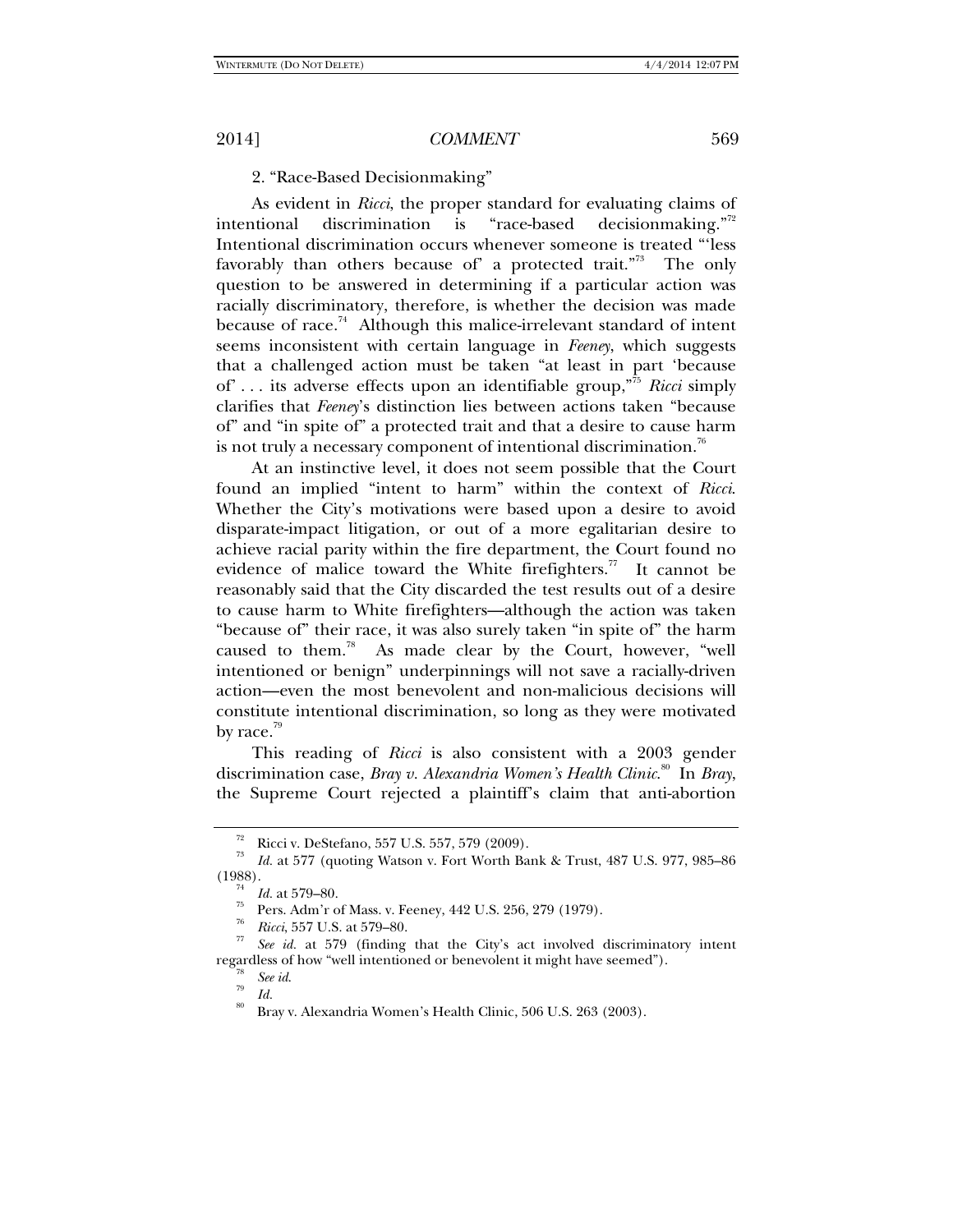2. "Race-Based Decisionmaking"

As evident in *Ricci*, the proper standard for evaluating claims of intentional discrimination is "race-based decisionmaking."[72] Intentional discrimination occurs whenever someone is treated "'less favorably than others because of' a protected trait."[73] The only question to be answered in determining if a particular action was racially discriminatory, therefore, is whether the decision was made because of race.[74] Although this malice-irrelevant standard of intent seems inconsistent with certain language in *Feeney*, which suggests that a challenged action must be taken "at least in part 'because of' . . . its adverse effects upon an identifiable group,"[75] *Ricci* simply clarifies that *Feeney*'s distinction lies between actions taken "because of" and "in spite of" a protected trait and that a desire to cause harm is not truly a necessary component of intentional discrimination.[76]

At an instinctive level, it does not seem possible that the Court found an implied "intent to harm" within the context of *Ricci*. Whether the City's motivations were based upon a desire to avoid disparate-impact litigation, or out of a more egalitarian desire to achieve racial parity within the fire department, the Court found no evidence of malice toward the White firefighters.[77] It cannot be reasonably said that the City discarded the test results out of a desire to cause harm to White firefighters—although the action was taken "because of" their race, it was also surely taken "in spite of" the harm caused to them.[78] As made clear by the Court, however, "well intentioned or benign" underpinnings will not save a racially-driven action—even the most benevolent and non-malicious decisions will constitute intentional discrimination, so long as they were motivated by race.[79]

This reading of *Ricci* is also consistent with a 2003 gender discrimination case, *Bray v. Alexandria Women's Health Clinic*.[80] In *Bray*, the Supreme Court rejected a plaintiff's claim that anti-abortion

---

[72] Ricci v. DeStefano, 557 U.S. 557, 579 (2009).

[73] *Id.* at 577 (quoting Watson v. Fort Worth Bank & Trust, 487 U.S. 977, 985–86 (1988).

[74] *Id.* at 579–80.

[75] Pers. Adm'r of Mass. v. Feeney, 442 U.S. 256, 279 (1979).

[76] *Ricci*, 557 U.S. at 579–80.

[77] *See id.* at 579 (finding that the City's act involved discriminatory intent regardless of how "well intentioned or benevolent it might have seemed").

[78] *See id.*

[79] *Id.*

[80] Bray v. Alexandria Women's Health Clinic, 506 U.S. 263 (2003).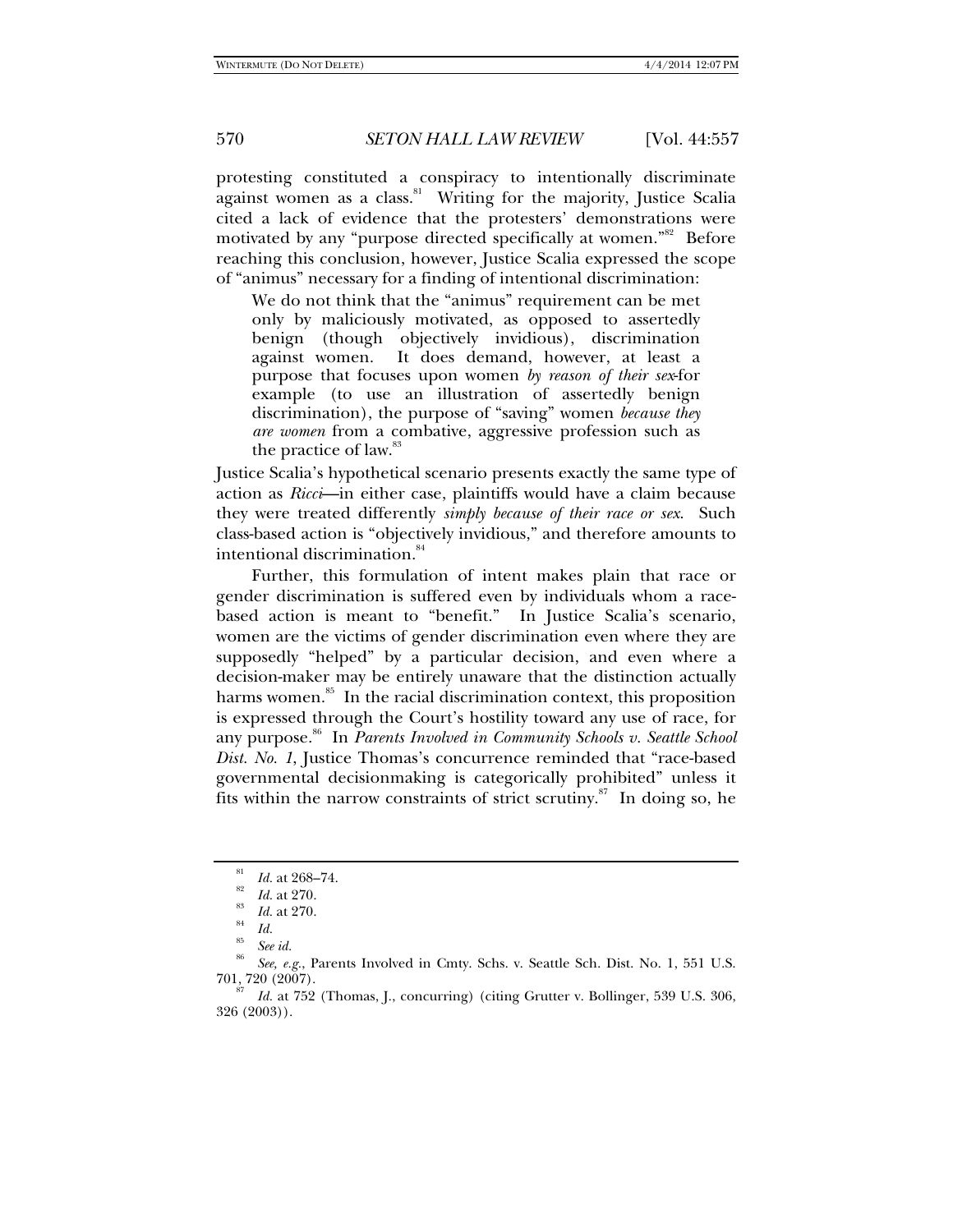protesting constituted a conspiracy to intentionally discriminate against women as a class.[81] Writing for the majority, Justice Scalia cited a lack of evidence that the protesters' demonstrations were motivated by any "purpose directed specifically at women."[82] Before reaching this conclusion, however, Justice Scalia expressed the scope of "animus" necessary for a finding of intentional discrimination:

> We do not think that the "animus" requirement can be met only by maliciously motivated, as opposed to assertedly benign (though objectively invidious), discrimination against women. It does demand, however, at least a purpose that focuses upon women *by reason of their sex*-for example (to use an illustration of assertedly benign discrimination), the purpose of "saving" women *because they are women* from a combative, aggressive profession such as the practice of law.[83]

Justice Scalia's hypothetical scenario presents exactly the same type of action as *Ricci*—in either case, plaintiffs would have a claim because they were treated differently *simply because of their race or sex*. Such class-based action is "objectively invidious," and therefore amounts to intentional discrimination.[84]

Further, this formulation of intent makes plain that race or gender discrimination is suffered even by individuals whom a race-based action is meant to "benefit." In Justice Scalia's scenario, women are the victims of gender discrimination even where they are supposedly "helped" by a particular decision, and even where a decision-maker may be entirely unaware that the distinction actually harms women.[85] In the racial discrimination context, this proposition is expressed through the Court's hostility toward any use of race, for any purpose.[86] In *Parents Involved in Community Schools v. Seattle School Dist. No. 1*, Justice Thomas's concurrence reminded that "race-based governmental decisionmaking is categorically prohibited" unless it fits within the narrow constraints of strict scrutiny.[87] In doing so, he

---

[81] *Id.* at 268–74.

[82] *Id.* at 270.

[83] *Id.* at 270.

[84] *Id.*

[85] *See id.*

[86] *See, e.g.*, Parents Involved in Cmty. Schs. v. Seattle Sch. Dist. No. 1, 551 U.S. 701, 720 (2007).

[87] *Id.* at 752 (Thomas, J., concurring) (citing Grutter v. Bollinger, 539 U.S. 306, 326 (2003)).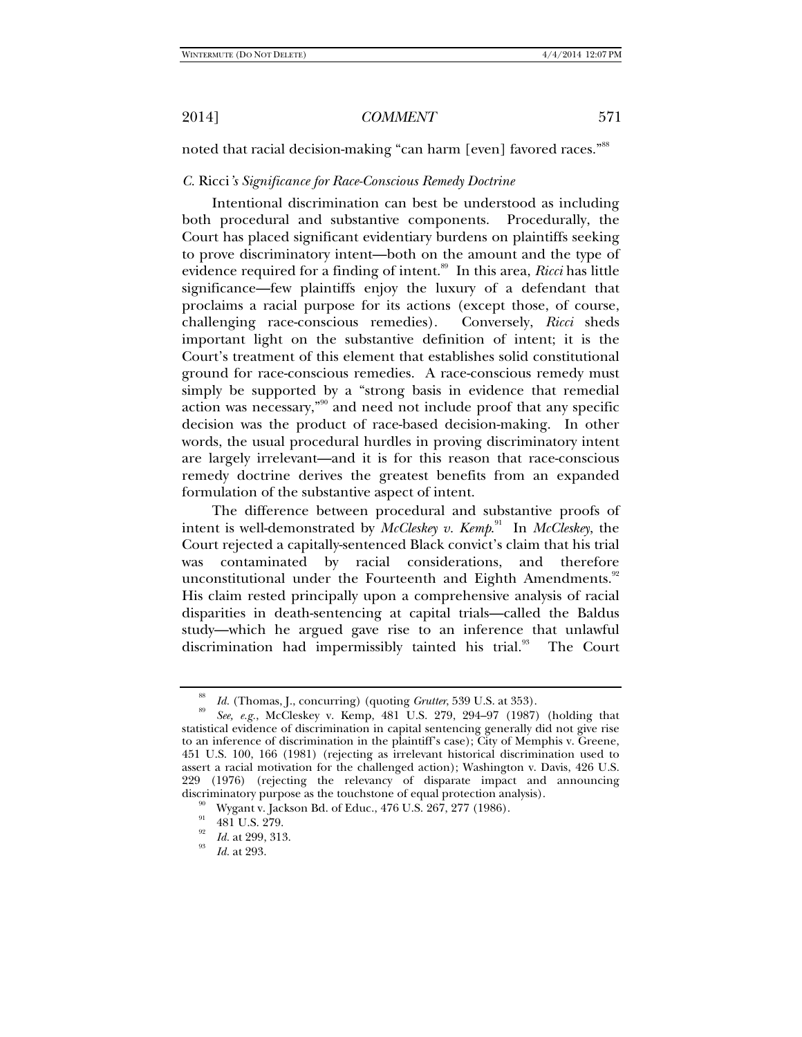noted that racial decision-making "can harm [even] favored races."[88]

### *C.* Ricci*'s Significance for Race-Conscious Remedy Doctrine*

Intentional discrimination can best be understood as including both procedural and substantive components. Procedurally, the Court has placed significant evidentiary burdens on plaintiffs seeking to prove discriminatory intent—both on the amount and the type of evidence required for a finding of intent.[89] In this area, *Ricci* has little significance—few plaintiffs enjoy the luxury of a defendant that proclaims a racial purpose for its actions (except those, of course, challenging race-conscious remedies). Conversely, *Ricci* sheds important light on the substantive definition of intent; it is the Court's treatment of this element that establishes solid constitutional ground for race-conscious remedies. A race-conscious remedy must simply be supported by a "strong basis in evidence that remedial action was necessary,"[90] and need not include proof that any specific decision was the product of race-based decision-making. In other words, the usual procedural hurdles in proving discriminatory intent are largely irrelevant—and it is for this reason that race-conscious remedy doctrine derives the greatest benefits from an expanded formulation of the substantive aspect of intent.

The difference between procedural and substantive proofs of intent is well-demonstrated by *McCleskey v. Kemp*.[91] In *McCleskey*, the Court rejected a capitally-sentenced Black convict's claim that his trial was contaminated by racial considerations, and therefore unconstitutional under the Fourteenth and Eighth Amendments.[92] His claim rested principally upon a comprehensive analysis of racial disparities in death-sentencing at capital trials—called the Baldus study—which he argued gave rise to an inference that unlawful discrimination had impermissibly tainted his trial.[93] The Court

---

[88] *Id.* (Thomas, J., concurring) (quoting *Grutter*, 539 U.S. at 353).

[89] *See, e.g.*, McCleskey v. Kemp, 481 U.S. 279, 294–97 (1987) (holding that statistical evidence of discrimination in capital sentencing generally did not give rise to an inference of discrimination in the plaintiff's case); City of Memphis v. Greene, 451 U.S. 100, 166 (1981) (rejecting as irrelevant historical discrimination used to assert a racial motivation for the challenged action); Washington v. Davis, 426 U.S. 229 (1976) (rejecting the relevancy of disparate impact and announcing discriminatory purpose as the touchstone of equal protection analysis).

[90] Wygant v. Jackson Bd. of Educ., 476 U.S. 267, 277 (1986).

[91] 481 U.S. 279.

[92] *Id.* at 299, 313.

[93] *Id.* at 293.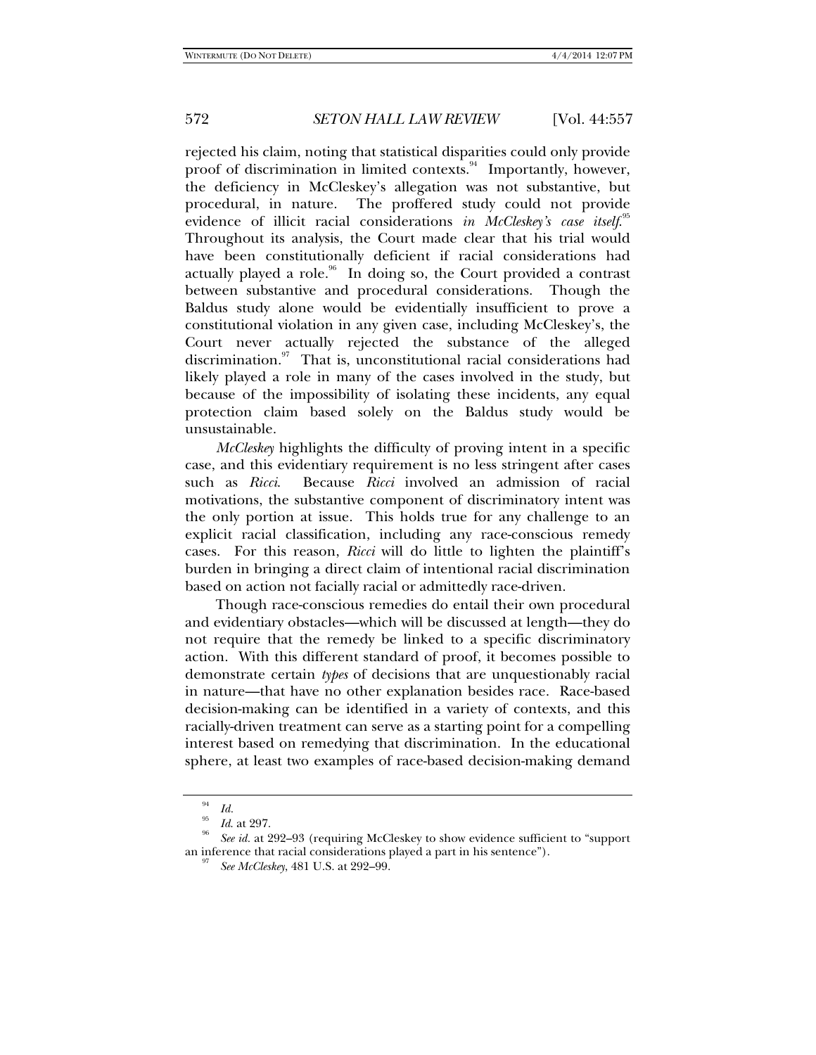rejected his claim, noting that statistical disparities could only provide proof of discrimination in limited contexts.[94] Importantly, however, the deficiency in McCleskey's allegation was not substantive, but procedural, in nature. The proffered study could not provide evidence of illicit racial considerations *in McCleskey's case itself*.[95] Throughout its analysis, the Court made clear that his trial would have been constitutionally deficient if racial considerations had actually played a role.[96] In doing so, the Court provided a contrast between substantive and procedural considerations. Though the Baldus study alone would be evidentially insufficient to prove a constitutional violation in any given case, including McCleskey's, the Court never actually rejected the substance of the alleged discrimination.[97] That is, unconstitutional racial considerations had likely played a role in many of the cases involved in the study, but because of the impossibility of isolating these incidents, any equal protection claim based solely on the Baldus study would be unsustainable.

*McCleskey* highlights the difficulty of proving intent in a specific case, and this evidentiary requirement is no less stringent after cases such as *Ricci*. Because *Ricci* involved an admission of racial motivations, the substantive component of discriminatory intent was the only portion at issue. This holds true for any challenge to an explicit racial classification, including any race-conscious remedy cases. For this reason, *Ricci* will do little to lighten the plaintiff's burden in bringing a direct claim of intentional racial discrimination based on action not facially racial or admittedly race-driven.

Though race-conscious remedies do entail their own procedural and evidentiary obstacles—which will be discussed at length—they do not require that the remedy be linked to a specific discriminatory action. With this different standard of proof, it becomes possible to demonstrate certain *types* of decisions that are unquestionably racial in nature—that have no other explanation besides race. Race-based decision-making can be identified in a variety of contexts, and this racially-driven treatment can serve as a starting point for a compelling interest based on remedying that discrimination. In the educational sphere, at least two examples of race-based decision-making demand

---

[94] *Id.*

[95] *Id.* at 297.

[96] *See id.* at 292–93 (requiring McCleskey to show evidence sufficient to "support an inference that racial considerations played a part in his sentence").

[97] *See McCleskey*, 481 U.S. at 292–99.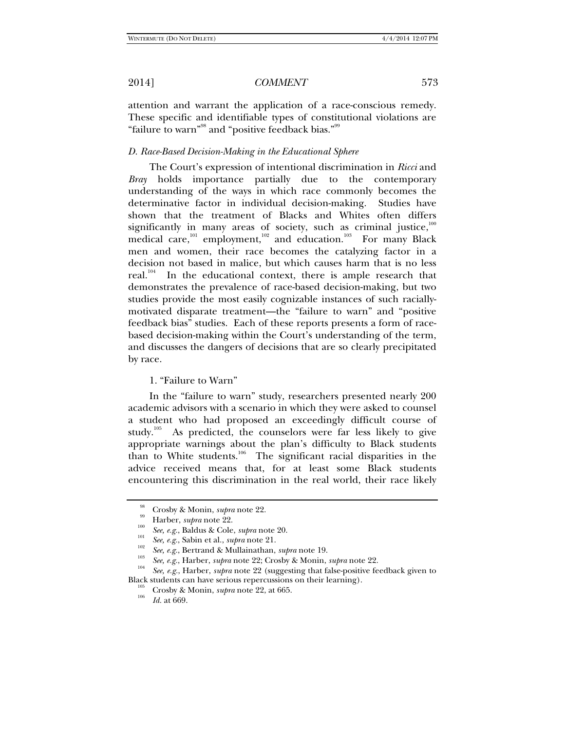attention and warrant the application of a race-conscious remedy. These specific and identifiable types of constitutional violations are "failure to warn"[98] and "positive feedback bias."[99]

### *D. Race-Based Decision-Making in the Educational Sphere*

The Court's expression of intentional discrimination in *Ricci* and *Bray* holds importance partially due to the contemporary understanding of the ways in which race commonly becomes the determinative factor in individual decision-making. Studies have shown that the treatment of Blacks and Whites often differs significantly in many areas of society, such as criminal justice,[100] medical care,[101] employment,[102] and education.[103] For many Black men and women, their race becomes the catalyzing factor in a decision not based in malice, but which causes harm that is no less real.[104] In the educational context, there is ample research that demonstrates the prevalence of race-based decision-making, but two studies provide the most easily cognizable instances of such racially-motivated disparate treatment—the "failure to warn" and "positive feedback bias" studies. Each of these reports presents a form of race-based decision-making within the Court's understanding of the term, and discusses the dangers of decisions that are so clearly precipitated by race.

#### 1. "Failure to Warn"

In the "failure to warn" study, researchers presented nearly 200 academic advisors with a scenario in which they were asked to counsel a student who had proposed an exceedingly difficult course of study.[105] As predicted, the counselors were far less likely to give appropriate warnings about the plan's difficulty to Black students than to White students.[106] The significant racial disparities in the advice received means that, for at least some Black students encountering this discrimination in the real world, their race likely

---

[98] Crosby & Monin, *supra* note 22.

[99] Harber, *supra* note 22.

[100] *See, e.g.*, Baldus & Cole, *supra* note 20.

[101] *See, e.g.*, Sabin et al., *supra* note 21.

[102] *See, e.g.*, Bertrand & Mullainathan, *supra* note 19.

[103] *See, e.g.*, Harber, *supra* note 22; Crosby & Monin, *supra* note 22.

[104] *See, e.g.*, Harber, *supra* note 22 (suggesting that false-positive feedback given to Black students can have serious repercussions on their learning).

[105] Crosby & Monin, *supra* note 22, at 665.

[106] *Id.* at 669.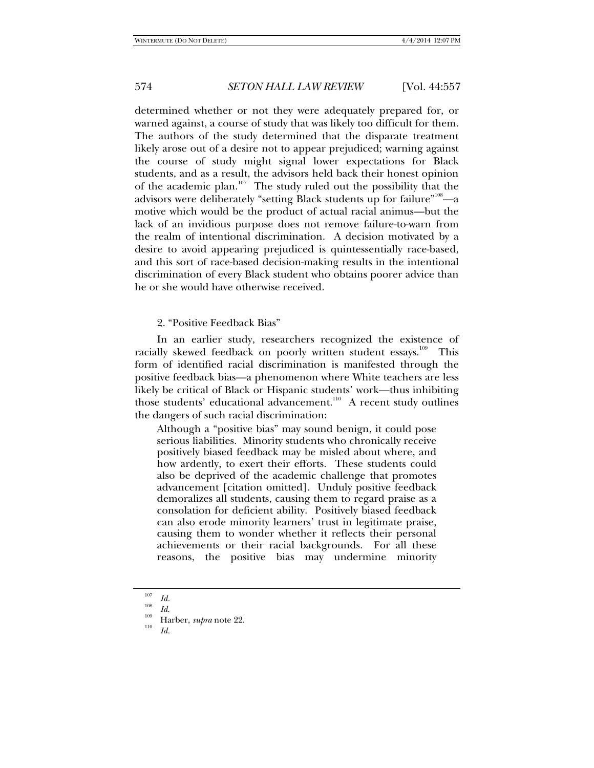determined whether or not they were adequately prepared for, or warned against, a course of study that was likely too difficult for them. The authors of the study determined that the disparate treatment likely arose out of a desire not to appear prejudiced; warning against the course of study might signal lower expectations for Black students, and as a result, the advisors held back their honest opinion of the academic plan.[107] The study ruled out the possibility that the advisors were deliberately "setting Black students up for failure"[108]—a motive which would be the product of actual racial animus—but the lack of an invidious purpose does not remove failure-to-warn from the realm of intentional discrimination. A decision motivated by a desire to avoid appearing prejudiced is quintessentially race-based, and this sort of race-based decision-making results in the intentional discrimination of every Black student who obtains poorer advice than he or she would have otherwise received.

### 2. "Positive Feedback Bias"

In an earlier study, researchers recognized the existence of racially skewed feedback on poorly written student essays.[109] This form of identified racial discrimination is manifested through the positive feedback bias—a phenomenon where White teachers are less likely be critical of Black or Hispanic students' work—thus inhibiting those students' educational advancement.[110] A recent study outlines the dangers of such racial discrimination:

> Although a "positive bias" may sound benign, it could pose serious liabilities. Minority students who chronically receive positively biased feedback may be misled about where, and how ardently, to exert their efforts. These students could also be deprived of the academic challenge that promotes advancement [citation omitted]. Unduly positive feedback demoralizes all students, causing them to regard praise as a consolation for deficient ability. Positively biased feedback can also erode minority learners' trust in legitimate praise, causing them to wonder whether it reflects their personal achievements or their racial backgrounds. For all these reasons, the positive bias may undermine minority

---

[107] *Id.*

[108] *Id.*

[109] Harber, *supra* note 22.

[110] *Id.*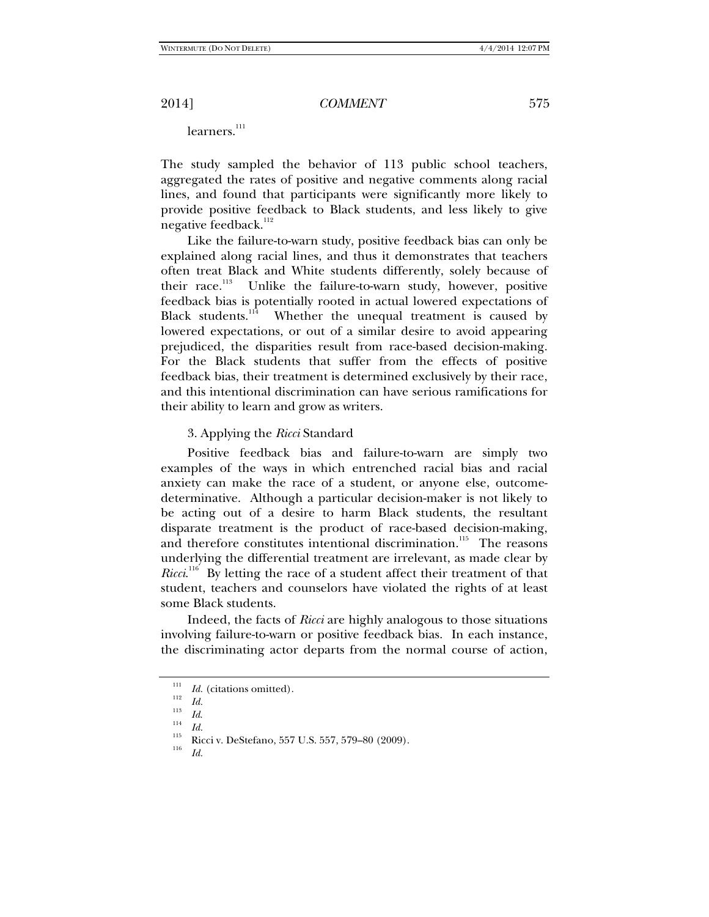learners.[111]

The study sampled the behavior of 113 public school teachers, aggregated the rates of positive and negative comments along racial lines, and found that participants were significantly more likely to provide positive feedback to Black students, and less likely to give negative feedback.[112]

Like the failure-to-warn study, positive feedback bias can only be explained along racial lines, and thus it demonstrates that teachers often treat Black and White students differently, solely because of their race.[113] Unlike the failure-to-warn study, however, positive feedback bias is potentially rooted in actual lowered expectations of Black students.[114] Whether the unequal treatment is caused by lowered expectations, or out of a similar desire to avoid appearing prejudiced, the disparities result from race-based decision-making. For the Black students that suffer from the effects of positive feedback bias, their treatment is determined exclusively by their race, and this intentional discrimination can have serious ramifications for their ability to learn and grow as writers.

3. Applying the *Ricci* Standard

Positive feedback bias and failure-to-warn are simply two examples of the ways in which entrenched racial bias and racial anxiety can make the race of a student, or anyone else, outcome-determinative. Although a particular decision-maker is not likely to be acting out of a desire to harm Black students, the resultant disparate treatment is the product of race-based decision-making, and therefore constitutes intentional discrimination.[115] The reasons underlying the differential treatment are irrelevant, as made clear by *Ricci*.[116] By letting the race of a student affect their treatment of that student, teachers and counselors have violated the rights of at least some Black students.

Indeed, the facts of *Ricci* are highly analogous to those situations involving failure-to-warn or positive feedback bias. In each instance, the discriminating actor departs from the normal course of action,

---

[111] *Id.* (citations omitted).

[112] *Id.*

[113] *Id.*

[114] *Id.*

[115] Ricci v. DeStefano, 557 U.S. 557, 579–80 (2009).

[116] *Id.*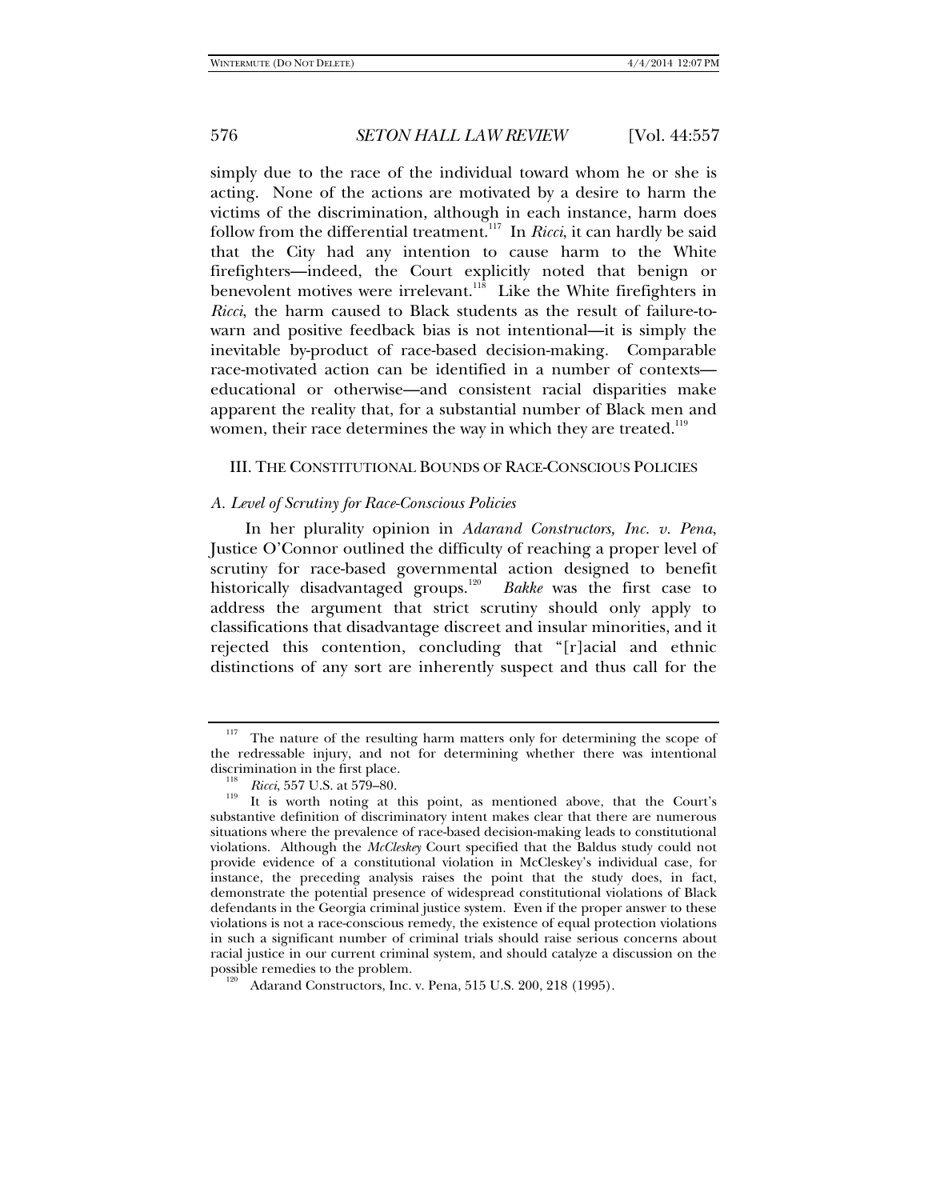simply due to the race of the individual toward whom he or she is acting. None of the actions are motivated by a desire to harm the victims of the discrimination, although in each instance, harm does follow from the differential treatment.[117] In *Ricci*, it can hardly be said that the City had any intention to cause harm to the White firefighters—indeed, the Court explicitly noted that benign or benevolent motives were irrelevant.[118] Like the White firefighters in *Ricci*, the harm caused to Black students as the result of failure-to-warn and positive feedback bias is not intentional—it is simply the inevitable by-product of race-based decision-making. Comparable race-motivated action can be identified in a number of contexts—educational or otherwise—and consistent racial disparities make apparent the reality that, for a substantial number of Black men and women, their race determines the way in which they are treated.[119]

## III. THE CONSTITUTIONAL BOUNDS OF RACE-CONSCIOUS POLICIES

### *A. Level of Scrutiny for Race-Conscious Policies*

In her plurality opinion in *Adarand Constructors, Inc. v. Pena*, Justice O'Connor outlined the difficulty of reaching a proper level of scrutiny for race-based governmental action designed to benefit historically disadvantaged groups.[120] *Bakke* was the first case to address the argument that strict scrutiny should only apply to classifications that disadvantage discreet and insular minorities, and it rejected this contention, concluding that "[r]acial and ethnic distinctions of any sort are inherently suspect and thus call for the

---

[117] The nature of the resulting harm matters only for determining the scope of the redressable injury, and not for determining whether there was intentional discrimination in the first place.

[118] *Ricci*, 557 U.S. at 579–80.

[119] It is worth noting at this point, as mentioned above, that the Court's substantive definition of discriminatory intent makes clear that there are numerous situations where the prevalence of race-based decision-making leads to constitutional violations. Although the *McCleskey* Court specified that the Baldus study could not provide evidence of a constitutional violation in McCleskey's individual case, for instance, the preceding analysis raises the point that the study does, in fact, demonstrate the potential presence of widespread constitutional violations of Black defendants in the Georgia criminal justice system. Even if the proper answer to these violations is not a race-conscious remedy, the existence of equal protection violations in such a significant number of criminal trials should raise serious concerns about racial justice in our current criminal system, and should catalyze a discussion on the possible remedies to the problem.

[120] Adarand Constructors, Inc. v. Pena, 515 U.S. 200, 218 (1995).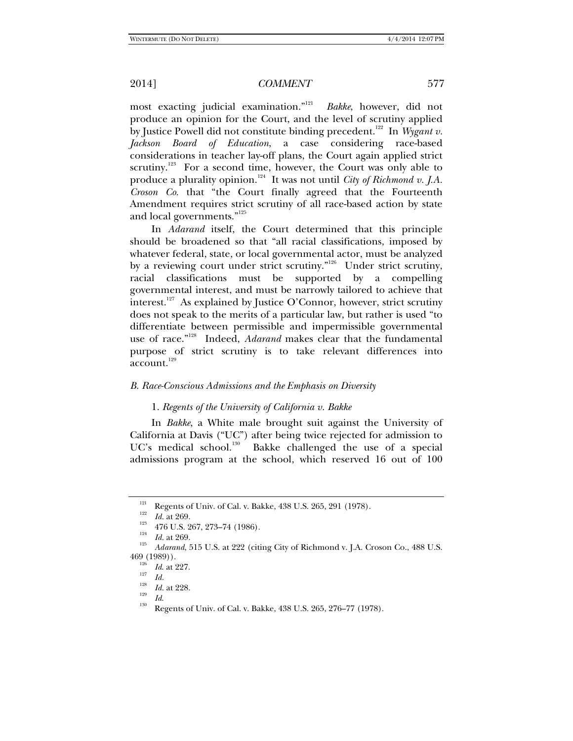most exacting judicial examination."[121] *Bakke*, however, did not produce an opinion for the Court, and the level of scrutiny applied by Justice Powell did not constitute binding precedent.[122] In *Wygant v. Jackson Board of Education*, a case considering race-based considerations in teacher lay-off plans, the Court again applied strict scrutiny.[123] For a second time, however, the Court was only able to produce a plurality opinion.[124] It was not until *City of Richmond v. J.A. Croson Co.* that "the Court finally agreed that the Fourteenth Amendment requires strict scrutiny of all race-based action by state and local governments."[125]

In *Adarand* itself, the Court determined that this principle should be broadened so that "all racial classifications, imposed by whatever federal, state, or local governmental actor, must be analyzed by a reviewing court under strict scrutiny."[126] Under strict scrutiny, racial classifications must be supported by a compelling governmental interest, and must be narrowly tailored to achieve that interest.[127] As explained by Justice O'Connor, however, strict scrutiny does not speak to the merits of a particular law, but rather is used "to differentiate between permissible and impermissible governmental use of race."[128] Indeed, *Adarand* makes clear that the fundamental purpose of strict scrutiny is to take relevant differences into account.[129]

### *B. Race-Conscious Admissions and the Emphasis on Diversity*

#### 1. *Regents of the University of California v. Bakke*

In *Bakke*, a White male brought suit against the University of California at Davis ("UC") after being twice rejected for admission to UC's medical school.[130] Bakke challenged the use of a special admissions program at the school, which reserved 16 out of 100

---

[121] Regents of Univ. of Cal. v. Bakke, 438 U.S. 265, 291 (1978).

[122] *Id.* at 269.

[123] 476 U.S. 267, 273–74 (1986).

[124] *Id.* at 269.

[125] *Adarand*, 515 U.S. at 222 (citing City of Richmond v. J.A. Croson Co., 488 U.S. 469 (1989)).

[126] *Id.* at 227.

[127] *Id.*

[128] *Id.* at 228.

[129] *Id.*

[130] Regents of Univ. of Cal. v. Bakke, 438 U.S. 265, 276–77 (1978).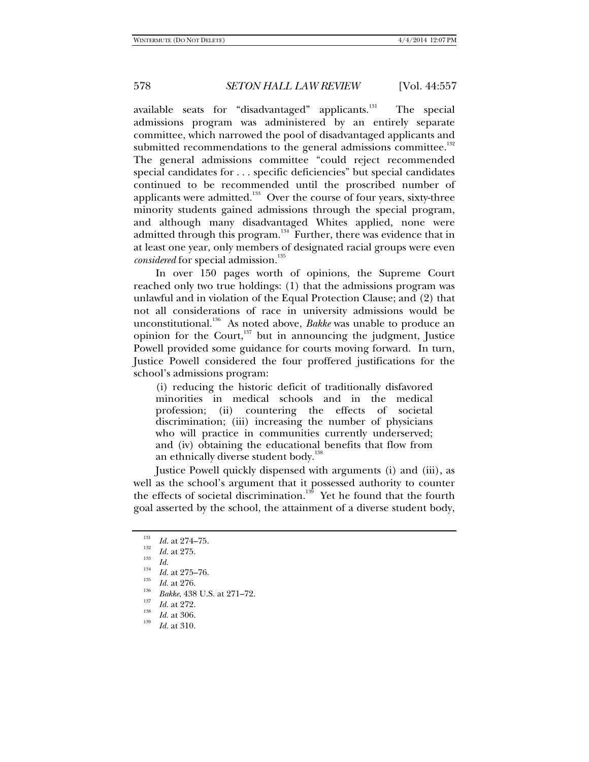available seats for "disadvantaged" applicants.[131] The special admissions program was administered by an entirely separate committee, which narrowed the pool of disadvantaged applicants and submitted recommendations to the general admissions committee.[132] The general admissions committee "could reject recommended special candidates for . . . specific deficiencies" but special candidates continued to be recommended until the proscribed number of applicants were admitted.[133] Over the course of four years, sixty-three minority students gained admissions through the special program, and although many disadvantaged Whites applied, none were admitted through this program.[134] Further, there was evidence that in at least one year, only members of designated racial groups were even *considered* for special admission.[135]

In over 150 pages worth of opinions, the Supreme Court reached only two true holdings: (1) that the admissions program was unlawful and in violation of the Equal Protection Clause; and (2) that not all considerations of race in university admissions would be unconstitutional.[136] As noted above, *Bakke* was unable to produce an opinion for the Court,[137] but in announcing the judgment, Justice Powell provided some guidance for courts moving forward. In turn, Justice Powell considered the four proffered justifications for the school's admissions program:

> (i) reducing the historic deficit of traditionally disfavored minorities in medical schools and in the medical profession; (ii) countering the effects of societal discrimination; (iii) increasing the number of physicians who will practice in communities currently underserved; and (iv) obtaining the educational benefits that flow from an ethnically diverse student body.[138]

Justice Powell quickly dispensed with arguments (i) and (iii), as well as the school's argument that it possessed authority to counter the effects of societal discrimination.[139] Yet he found that the fourth goal asserted by the school, the attainment of a diverse student body,

---

[131] *Id.* at 274–75.

[132] *Id.* at 275.

[133] *Id.*

[134] *Id.* at 275–76.

[135] *Id.* at 276.

[136] *Bakke*, 438 U.S. at 271–72.

[137] *Id.* at 272.

[138] *Id.* at 306.

[139] *Id.* at 310.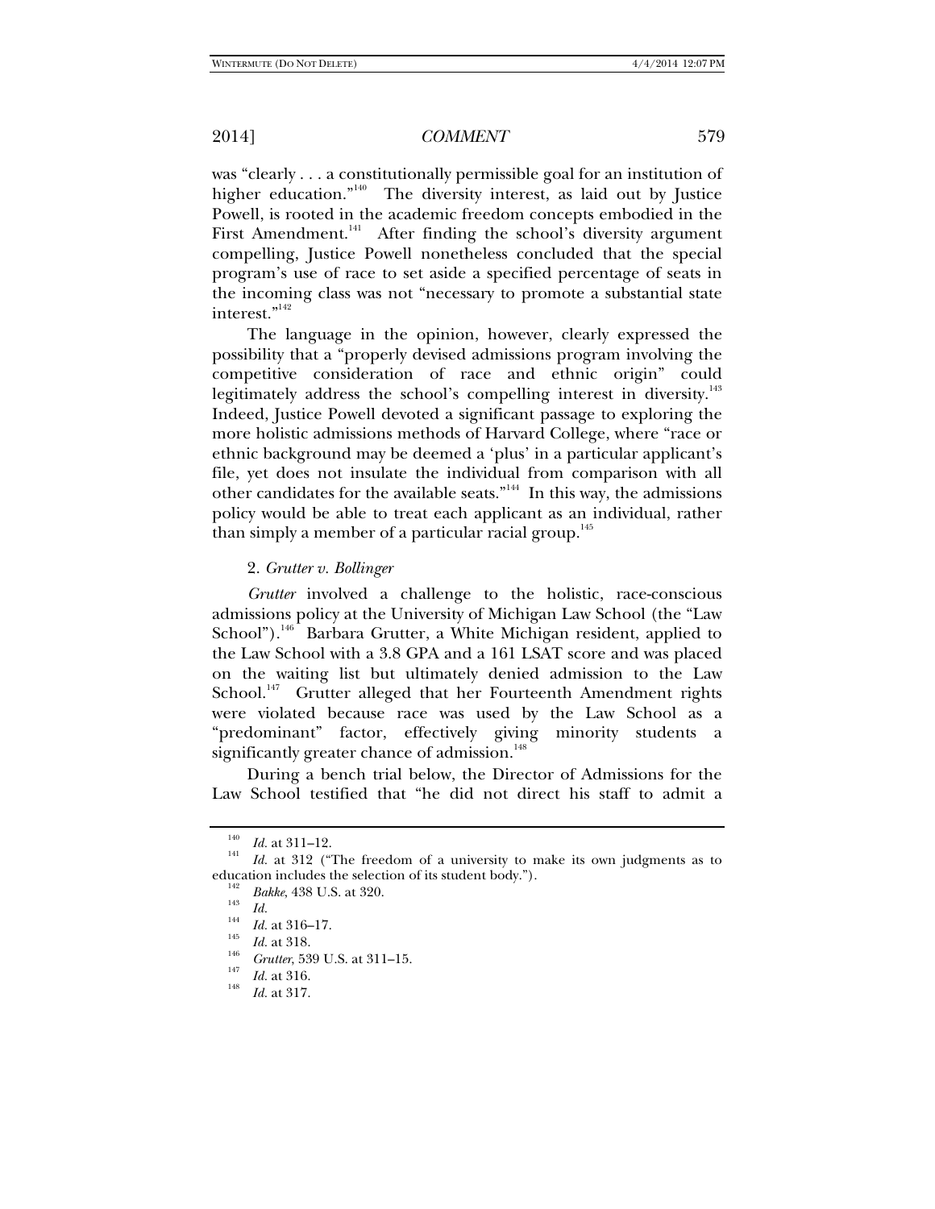was "clearly . . . a constitutionally permissible goal for an institution of higher education."[140] The diversity interest, as laid out by Justice Powell, is rooted in the academic freedom concepts embodied in the First Amendment.[141] After finding the school's diversity argument compelling, Justice Powell nonetheless concluded that the special program's use of race to set aside a specified percentage of seats in the incoming class was not "necessary to promote a substantial state interest."[142]

The language in the opinion, however, clearly expressed the possibility that a "properly devised admissions program involving the competitive consideration of race and ethnic origin" could legitimately address the school's compelling interest in diversity.[143] Indeed, Justice Powell devoted a significant passage to exploring the more holistic admissions methods of Harvard College, where "race or ethnic background may be deemed a 'plus' in a particular applicant's file, yet does not insulate the individual from comparison with all other candidates for the available seats."[144] In this way, the admissions policy would be able to treat each applicant as an individual, rather than simply a member of a particular racial group.[145]

2. *Grutter v. Bollinger*

*Grutter* involved a challenge to the holistic, race-conscious admissions policy at the University of Michigan Law School (the "Law School").[146] Barbara Grutter, a White Michigan resident, applied to the Law School with a 3.8 GPA and a 161 LSAT score and was placed on the waiting list but ultimately denied admission to the Law School.[147] Grutter alleged that her Fourteenth Amendment rights were violated because race was used by the Law School as a "predominant" factor, effectively giving minority students a significantly greater chance of admission.[148]

During a bench trial below, the Director of Admissions for the Law School testified that "he did not direct his staff to admit a

---

[140] *Id.* at 311–12.

[141] *Id.* at 312 ("The freedom of a university to make its own judgments as to education includes the selection of its student body.").

[142] *Bakke*, 438 U.S. at 320.

[143] *Id.*

[144] *Id.* at 316–17.

[145] *Id.* at 318.

[146] *Grutter*, 539 U.S. at 311–15.

[147] *Id.* at 316.

[148] *Id.* at 317.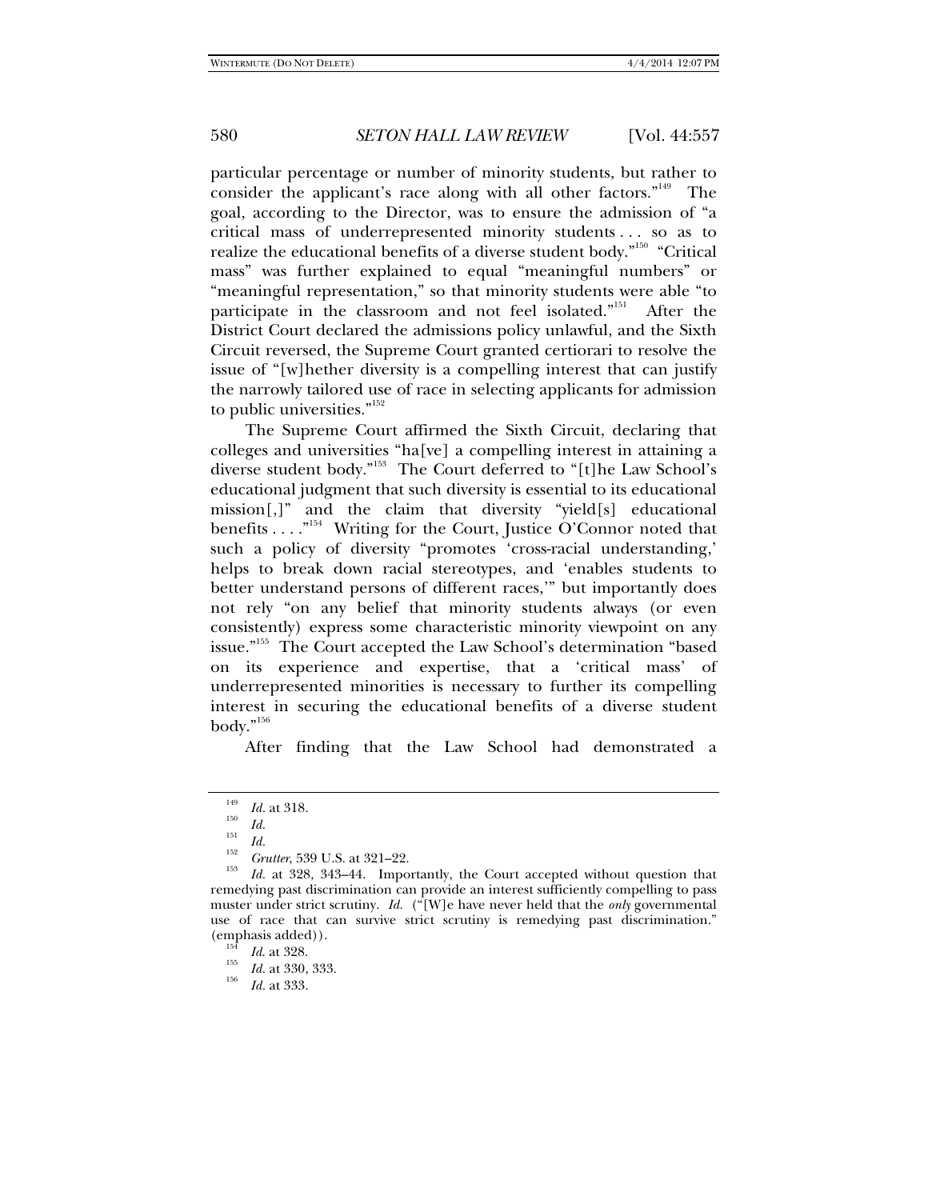particular percentage or number of minority students, but rather to consider the applicant's race along with all other factors."[149] The goal, according to the Director, was to ensure the admission of "a critical mass of underrepresented minority students . . . so as to realize the educational benefits of a diverse student body."[150] "Critical mass" was further explained to equal "meaningful numbers" or "meaningful representation," so that minority students were able "to participate in the classroom and not feel isolated."[151] After the District Court declared the admissions policy unlawful, and the Sixth Circuit reversed, the Supreme Court granted certiorari to resolve the issue of "[w]hether diversity is a compelling interest that can justify the narrowly tailored use of race in selecting applicants for admission to public universities."[152]

The Supreme Court affirmed the Sixth Circuit, declaring that colleges and universities "ha[ve] a compelling interest in attaining a diverse student body."[153] The Court deferred to "[t]he Law School's educational judgment that such diversity is essential to its educational mission[,]" and the claim that diversity "yield[s] educational benefits . . . ."[154] Writing for the Court, Justice O'Connor noted that such a policy of diversity "promotes 'cross-racial understanding,' helps to break down racial stereotypes, and 'enables students to better understand persons of different races,'" but importantly does not rely "on any belief that minority students always (or even consistently) express some characteristic minority viewpoint on any issue."[155] The Court accepted the Law School's determination "based on its experience and expertise, that a 'critical mass' of underrepresented minorities is necessary to further its compelling interest in securing the educational benefits of a diverse student body."[156]

After finding that the Law School had demonstrated a

---

[149] *Id.* at 318.

[150] *Id.*

[151] *Id.*

[152] *Grutter*, 539 U.S. at 321–22.

[153] *Id.* at 328, 343–44. Importantly, the Court accepted without question that remedying past discrimination can provide an interest sufficiently compelling to pass muster under strict scrutiny. *Id.* ("[W]e have never held that the *only* governmental use of race that can survive strict scrutiny is remedying past discrimination." (emphasis added)).

[154] *Id.* at 328.

[155] *Id.* at 330, 333.

[156] *Id.* at 333.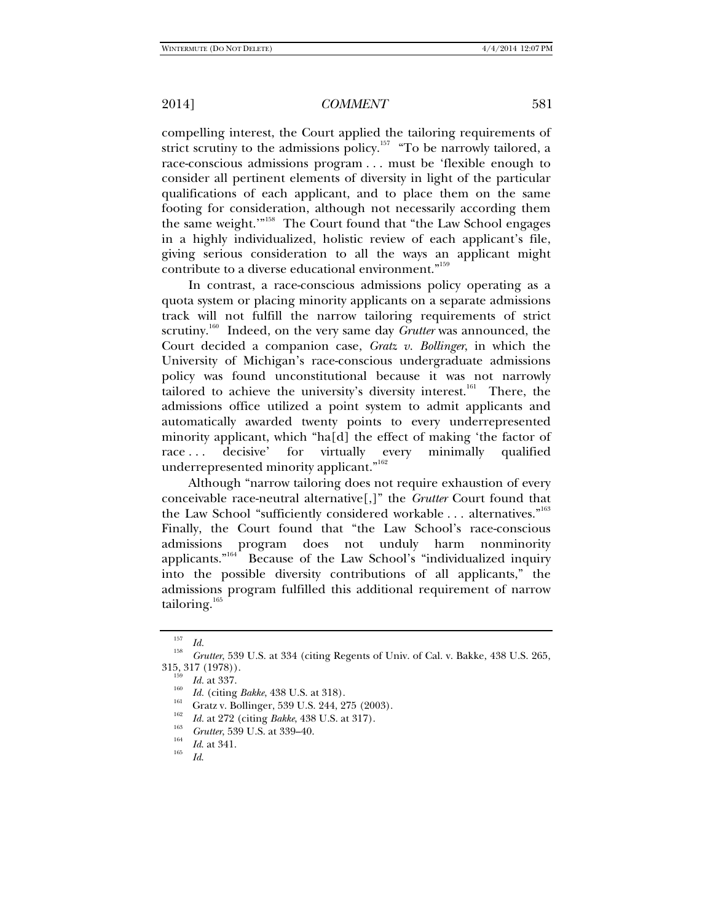compelling interest, the Court applied the tailoring requirements of strict scrutiny to the admissions policy.[157] "To be narrowly tailored, a race-conscious admissions program . . . must be 'flexible enough to consider all pertinent elements of diversity in light of the particular qualifications of each applicant, and to place them on the same footing for consideration, although not necessarily according them the same weight.'"[158] The Court found that "the Law School engages in a highly individualized, holistic review of each applicant's file, giving serious consideration to all the ways an applicant might contribute to a diverse educational environment."[159]

In contrast, a race-conscious admissions policy operating as a quota system or placing minority applicants on a separate admissions track will not fulfill the narrow tailoring requirements of strict scrutiny.[160] Indeed, on the very same day *Grutter* was announced, the Court decided a companion case, *Gratz v. Bollinger*, in which the University of Michigan's race-conscious undergraduate admissions policy was found unconstitutional because it was not narrowly tailored to achieve the university's diversity interest.[161] There, the admissions office utilized a point system to admit applicants and automatically awarded twenty points to every underrepresented minority applicant, which "ha[d] the effect of making 'the factor of race . . . decisive' for virtually every minimally qualified underrepresented minority applicant."[162]

Although "narrow tailoring does not require exhaustion of every conceivable race-neutral alternative[,]" the *Grutter* Court found that the Law School "sufficiently considered workable . . . alternatives."[163] Finally, the Court found that "the Law School's race-conscious admissions program does not unduly harm nonminority applicants."[164] Because of the Law School's "individualized inquiry into the possible diversity contributions of all applicants," the admissions program fulfilled this additional requirement of narrow tailoring.[165]

---

[157] *Id.*

[158] *Grutter*, 539 U.S. at 334 (citing Regents of Univ. of Cal. v. Bakke, 438 U.S. 265, 315, 317 (1978)).

[159] *Id.* at 337.

[160] *Id.* (citing *Bakke*, 438 U.S. at 318).

[161] Gratz v. Bollinger, 539 U.S. 244, 275 (2003).

[162] *Id.* at 272 (citing *Bakke*, 438 U.S. at 317).

[163] *Grutter*, 539 U.S. at 339–40.

[164] *Id.* at 341.

[165] *Id.*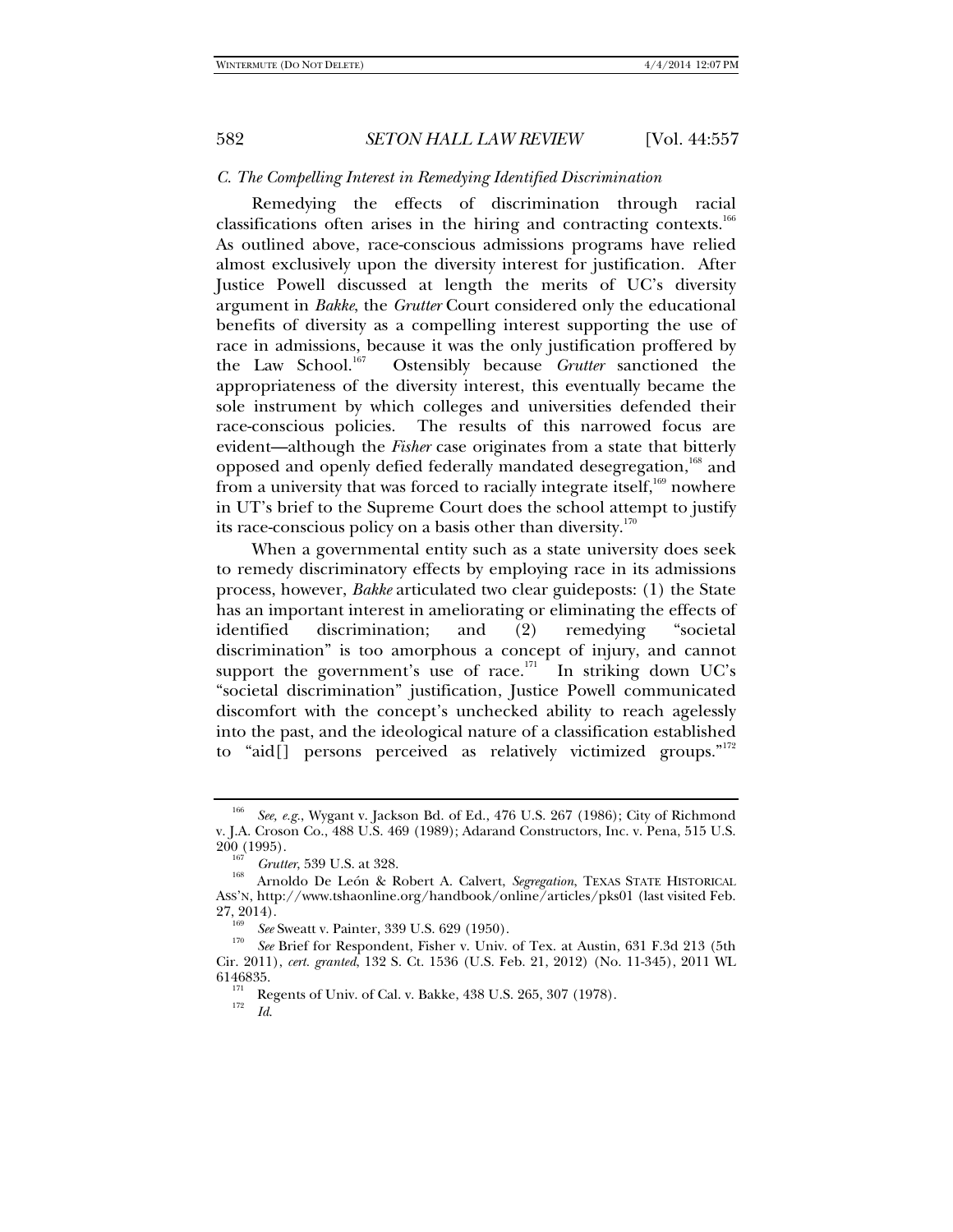### *C. The Compelling Interest in Remedying Identified Discrimination*

Remedying the effects of discrimination through racial classifications often arises in the hiring and contracting contexts.[166] As outlined above, race-conscious admissions programs have relied almost exclusively upon the diversity interest for justification. After Justice Powell discussed at length the merits of UC's diversity argument in *Bakke*, the *Grutter* Court considered only the educational benefits of diversity as a compelling interest supporting the use of race in admissions, because it was the only justification proffered by the Law School.[167] Ostensibly because *Grutter* sanctioned the appropriateness of the diversity interest, this eventually became the sole instrument by which colleges and universities defended their race-conscious policies. The results of this narrowed focus are evident—although the *Fisher* case originates from a state that bitterly opposed and openly defied federally mandated desegregation,[168] and from a university that was forced to racially integrate itself,[169] nowhere in UT's brief to the Supreme Court does the school attempt to justify its race-conscious policy on a basis other than diversity.[170]

When a governmental entity such as a state university does seek to remedy discriminatory effects by employing race in its admissions process, however, *Bakke* articulated two clear guideposts: (1) the State has an important interest in ameliorating or eliminating the effects of identified discrimination; and (2) remedying "societal discrimination" is too amorphous a concept of injury, and cannot support the government's use of race.[171] In striking down UC's "societal discrimination" justification, Justice Powell communicated discomfort with the concept's unchecked ability to reach agelessly into the past, and the ideological nature of a classification established to "aid[] persons perceived as relatively victimized groups."[172]

---

[166] *See, e.g.*, Wygant v. Jackson Bd. of Ed., 476 U.S. 267 (1986); City of Richmond v. J.A. Croson Co., 488 U.S. 469 (1989); Adarand Constructors, Inc. v. Pena, 515 U.S. 200 (1995).

[167] *Grutter*, 539 U.S. at 328.

[168] Arnoldo De León & Robert A. Calvert, *Segregation*, TEXAS STATE HISTORICAL ASS'N, http://www.tshaonline.org/handbook/online/articles/pks01 (last visited Feb. 27, 2014).

[169] *See* Sweatt v. Painter, 339 U.S. 629 (1950).

[170] *See* Brief for Respondent, Fisher v. Univ. of Tex. at Austin, 631 F.3d 213 (5th Cir. 2011), *cert. granted*, 132 S. Ct. 1536 (U.S. Feb. 21, 2012) (No. 11-345), 2011 WL 6146835.

[171] Regents of Univ. of Cal. v. Bakke, 438 U.S. 265, 307 (1978).

[172] *Id.*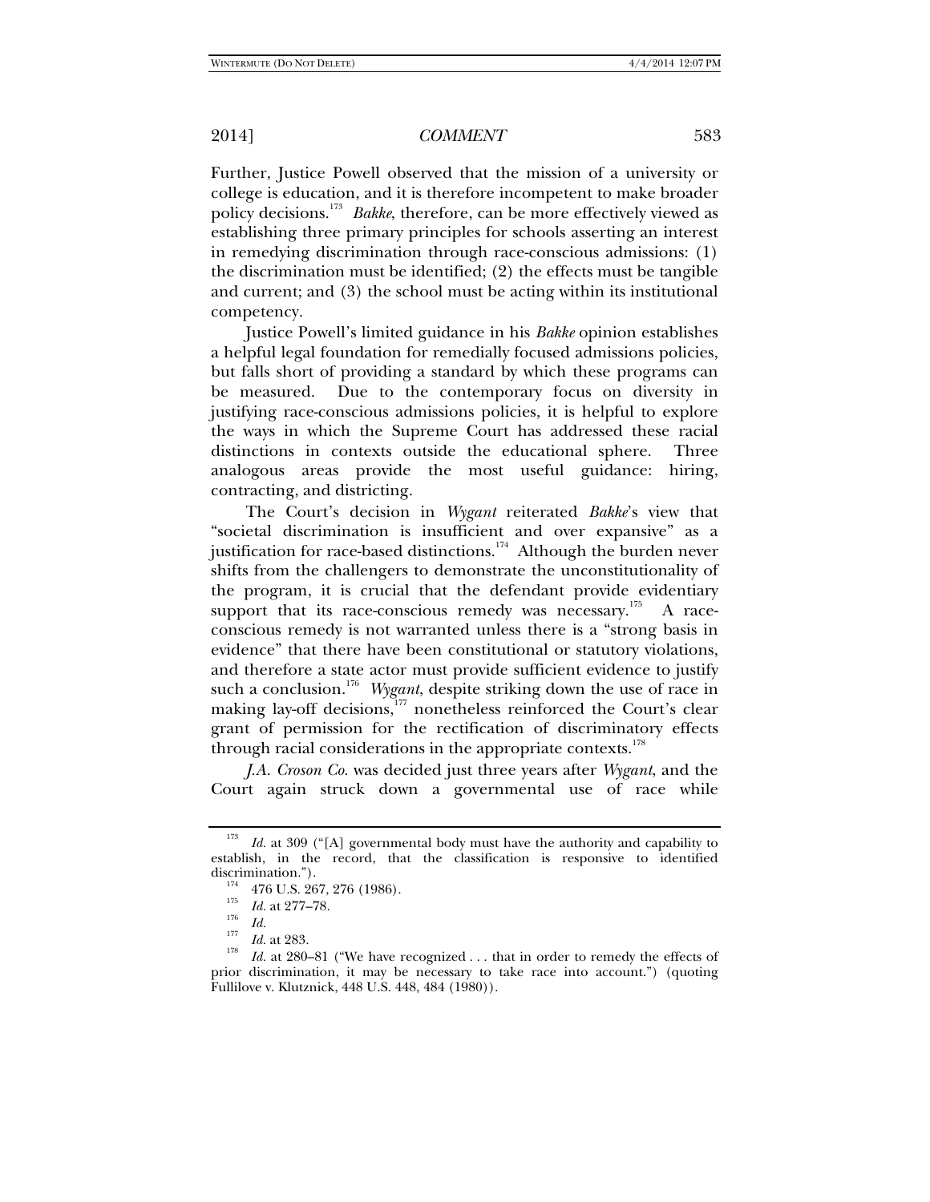Further, Justice Powell observed that the mission of a university or college is education, and it is therefore incompetent to make broader policy decisions.[173] *Bakke*, therefore, can be more effectively viewed as establishing three primary principles for schools asserting an interest in remedying discrimination through race-conscious admissions: (1) the discrimination must be identified; (2) the effects must be tangible and current; and (3) the school must be acting within its institutional competency.

Justice Powell's limited guidance in his *Bakke* opinion establishes a helpful legal foundation for remedially focused admissions policies, but falls short of providing a standard by which these programs can be measured. Due to the contemporary focus on diversity in justifying race-conscious admissions policies, it is helpful to explore the ways in which the Supreme Court has addressed these racial distinctions in contexts outside the educational sphere. Three analogous areas provide the most useful guidance: hiring, contracting, and districting.

The Court's decision in *Wygant* reiterated *Bakke*'s view that "societal discrimination is insufficient and over expansive" as a justification for race-based distinctions.[174] Although the burden never shifts from the challengers to demonstrate the unconstitutionality of the program, it is crucial that the defendant provide evidentiary support that its race-conscious remedy was necessary.[175] A race-conscious remedy is not warranted unless there is a "strong basis in evidence" that there have been constitutional or statutory violations, and therefore a state actor must provide sufficient evidence to justify such a conclusion.[176] *Wygant*, despite striking down the use of race in making lay-off decisions,[177] nonetheless reinforced the Court's clear grant of permission for the rectification of discriminatory effects through racial considerations in the appropriate contexts.[178]

*J.A. Croson Co.* was decided just three years after *Wygant*, and the Court again struck down a governmental use of race while

---

[173] *Id.* at 309 ("[A] governmental body must have the authority and capability to establish, in the record, that the classification is responsive to identified discrimination.").

[174] 476 U.S. 267, 276 (1986).

[175] *Id.* at 277–78.

[176] *Id.*

[177] *Id.* at 283.

[178] *Id.* at 280–81 ("We have recognized . . . that in order to remedy the effects of prior discrimination, it may be necessary to take race into account.") (quoting Fullilove v. Klutznick, 448 U.S. 448, 484 (1980)).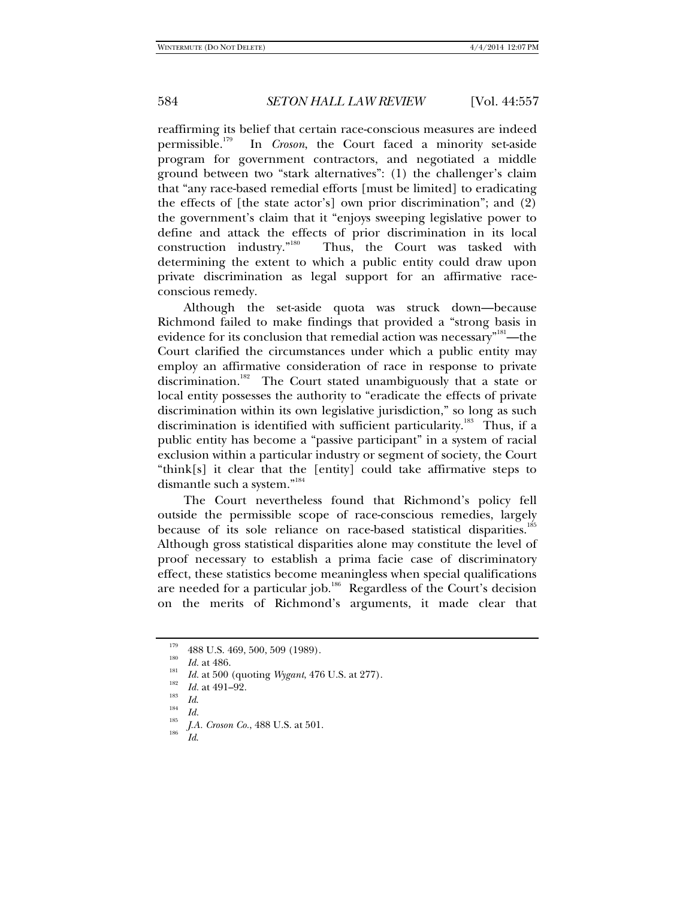reaffirming its belief that certain race-conscious measures are indeed permissible.[179] In *Croson*, the Court faced a minority set-aside program for government contractors, and negotiated a middle ground between two "stark alternatives": (1) the challenger's claim that "any race-based remedial efforts [must be limited] to eradicating the effects of [the state actor's] own prior discrimination"; and (2) the government's claim that it "enjoys sweeping legislative power to define and attack the effects of prior discrimination in its local construction industry."[180] Thus, the Court was tasked with determining the extent to which a public entity could draw upon private discrimination as legal support for an affirmative race-conscious remedy.

Although the set-aside quota was struck down—because Richmond failed to make findings that provided a "strong basis in evidence for its conclusion that remedial action was necessary"[181]—the Court clarified the circumstances under which a public entity may employ an affirmative consideration of race in response to private discrimination.[182] The Court stated unambiguously that a state or local entity possesses the authority to "eradicate the effects of private discrimination within its own legislative jurisdiction," so long as such discrimination is identified with sufficient particularity.[183] Thus, if a public entity has become a "passive participant" in a system of racial exclusion within a particular industry or segment of society, the Court "think[s] it clear that the [entity] could take affirmative steps to dismantle such a system."[184]

The Court nevertheless found that Richmond's policy fell outside the permissible scope of race-conscious remedies, largely because of its sole reliance on race-based statistical disparities.[185] Although gross statistical disparities alone may constitute the level of proof necessary to establish a prima facie case of discriminatory effect, these statistics become meaningless when special qualifications are needed for a particular job.[186] Regardless of the Court's decision on the merits of Richmond's arguments, it made clear that

---

[179] 488 U.S. 469, 500, 509 (1989).

[180] *Id.* at 486.

[181] *Id.* at 500 (quoting *Wygant*, 476 U.S. at 277).

[182] *Id.* at 491–92.

[183] *Id.*

[184] *Id.*

[185] *J.A. Croson Co.*, 488 U.S. at 501.

[186] *Id.*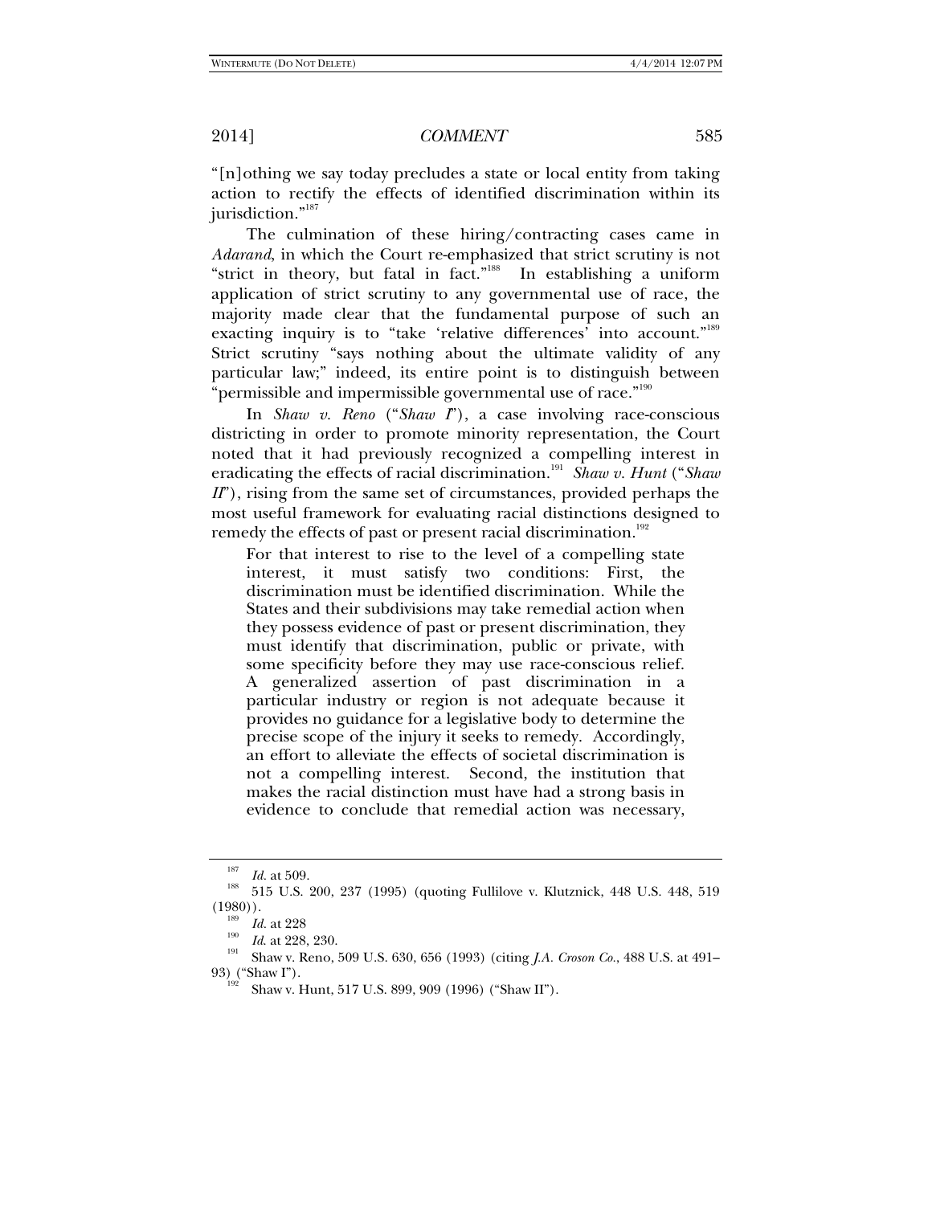"[n]othing we say today precludes a state or local entity from taking action to rectify the effects of identified discrimination within its jurisdiction."[187]

The culmination of these hiring/contracting cases came in *Adarand*, in which the Court re-emphasized that strict scrutiny is not "strict in theory, but fatal in fact."[188] In establishing a uniform application of strict scrutiny to any governmental use of race, the majority made clear that the fundamental purpose of such an exacting inquiry is to "take 'relative differences' into account."[189] Strict scrutiny "says nothing about the ultimate validity of any particular law;" indeed, its entire point is to distinguish between "permissible and impermissible governmental use of race."[190]

In *Shaw v. Reno* ("*Shaw I*"), a case involving race-conscious districting in order to promote minority representation, the Court noted that it had previously recognized a compelling interest in eradicating the effects of racial discrimination.[191] *Shaw v. Hunt* ("*Shaw II*"), rising from the same set of circumstances, provided perhaps the most useful framework for evaluating racial distinctions designed to remedy the effects of past or present racial discrimination.[192]

> For that interest to rise to the level of a compelling state interest, it must satisfy two conditions: First, the discrimination must be identified discrimination. While the States and their subdivisions may take remedial action when they possess evidence of past or present discrimination, they must identify that discrimination, public or private, with some specificity before they may use race-conscious relief. A generalized assertion of past discrimination in a particular industry or region is not adequate because it provides no guidance for a legislative body to determine the precise scope of the injury it seeks to remedy. Accordingly, an effort to alleviate the effects of societal discrimination is not a compelling interest. Second, the institution that makes the racial distinction must have had a strong basis in evidence to conclude that remedial action was necessary,

---

[187] *Id.* at 509.

[188] 515 U.S. 200, 237 (1995) (quoting Fullilove v. Klutznick, 448 U.S. 448, 519 (1980)).

[189] *Id.* at 228

[190] *Id.* at 228, 230.

[191] Shaw v. Reno, 509 U.S. 630, 656 (1993) (citing *J.A. Croson Co.*, 488 U.S. at 491–93) ("Shaw I").

[192] Shaw v. Hunt, 517 U.S. 899, 909 (1996) ("Shaw II").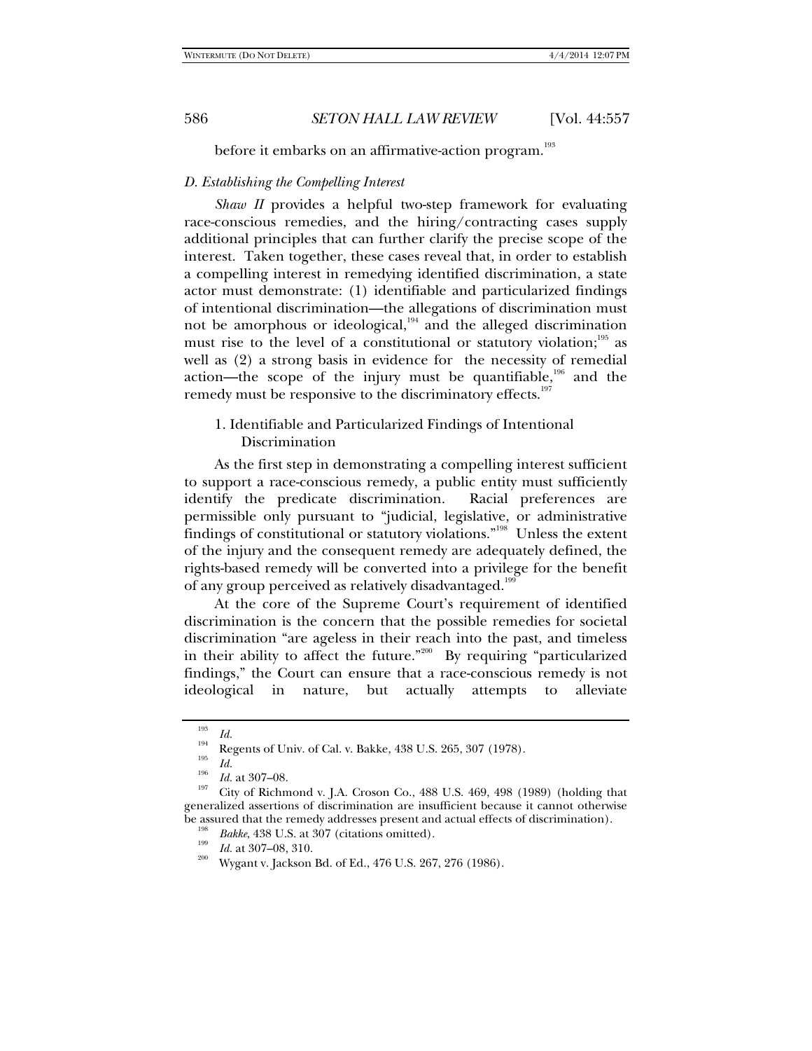before it embarks on an affirmative-action program.[193]

### *D. Establishing the Compelling Interest*

*Shaw II* provides a helpful two-step framework for evaluating race-conscious remedies, and the hiring/contracting cases supply additional principles that can further clarify the precise scope of the interest. Taken together, these cases reveal that, in order to establish a compelling interest in remedying identified discrimination, a state actor must demonstrate: (1) identifiable and particularized findings of intentional discrimination—the allegations of discrimination must not be amorphous or ideological,[194] and the alleged discrimination must rise to the level of a constitutional or statutory violation;[195] as well as (2) a strong basis in evidence for the necessity of remedial action—the scope of the injury must be quantifiable,[196] and the remedy must be responsive to the discriminatory effects.[197]

#### 1. Identifiable and Particularized Findings of Intentional Discrimination

As the first step in demonstrating a compelling interest sufficient to support a race-conscious remedy, a public entity must sufficiently identify the predicate discrimination. Racial preferences are permissible only pursuant to "judicial, legislative, or administrative findings of constitutional or statutory violations."[198] Unless the extent of the injury and the consequent remedy are adequately defined, the rights-based remedy will be converted into a privilege for the benefit of any group perceived as relatively disadvantaged.[199]

At the core of the Supreme Court's requirement of identified discrimination is the concern that the possible remedies for societal discrimination "are ageless in their reach into the past, and timeless in their ability to affect the future."[200] By requiring "particularized findings," the Court can ensure that a race-conscious remedy is not ideological in nature, but actually attempts to alleviate

---

[193] *Id.*

[194] Regents of Univ. of Cal. v. Bakke, 438 U.S. 265, 307 (1978).

[195] *Id.*

[196] *Id.* at 307–08.

[197] City of Richmond v. J.A. Croson Co., 488 U.S. 469, 498 (1989) (holding that generalized assertions of discrimination are insufficient because it cannot otherwise be assured that the remedy addresses present and actual effects of discrimination).

[198] *Bakke*, 438 U.S. at 307 (citations omitted).

[199] *Id.* at 307–08, 310.

[200] Wygant v. Jackson Bd. of Ed., 476 U.S. 267, 276 (1986).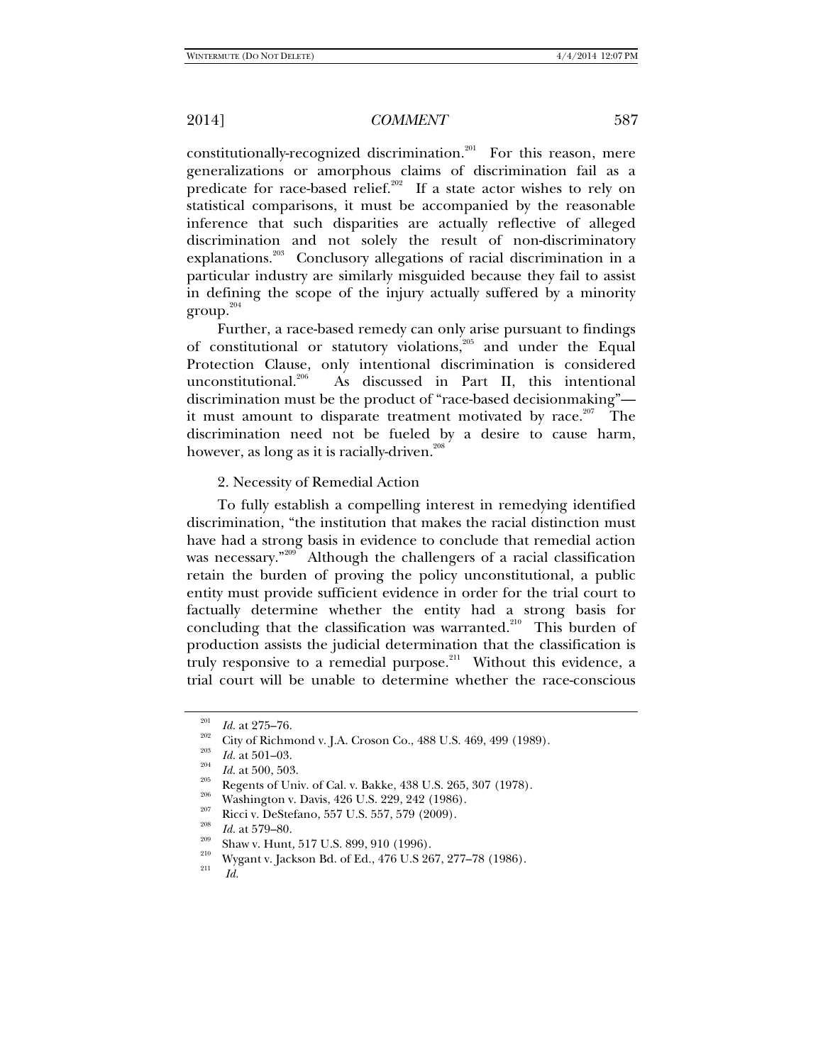constitutionally-recognized discrimination.[201] For this reason, mere generalizations or amorphous claims of discrimination fail as a predicate for race-based relief.[202] If a state actor wishes to rely on statistical comparisons, it must be accompanied by the reasonable inference that such disparities are actually reflective of alleged discrimination and not solely the result of non-discriminatory explanations.[203] Conclusory allegations of racial discrimination in a particular industry are similarly misguided because they fail to assist in defining the scope of the injury actually suffered by a minority group.[204]

Further, a race-based remedy can only arise pursuant to findings of constitutional or statutory violations,[205] and under the Equal Protection Clause, only intentional discrimination is considered unconstitutional.[206] As discussed in Part II, this intentional discrimination must be the product of "race-based decisionmaking"—it must amount to disparate treatment motivated by race.[207] The discrimination need not be fueled by a desire to cause harm, however, as long as it is racially-driven.[208]

2. Necessity of Remedial Action

To fully establish a compelling interest in remedying identified discrimination, "the institution that makes the racial distinction must have had a strong basis in evidence to conclude that remedial action was necessary."[209] Although the challengers of a racial classification retain the burden of proving the policy unconstitutional, a public entity must provide sufficient evidence in order for the trial court to factually determine whether the entity had a strong basis for concluding that the classification was warranted.[210] This burden of production assists the judicial determination that the classification is truly responsive to a remedial purpose.[211] Without this evidence, a trial court will be unable to determine whether the race-conscious

---

[201] *Id.* at 275–76.

[202] City of Richmond v. J.A. Croson Co., 488 U.S. 469, 499 (1989).

[203] *Id.* at 501–03.

[204] *Id.* at 500, 503.

[205] Regents of Univ. of Cal. v. Bakke, 438 U.S. 265, 307 (1978).

[206] Washington v. Davis, 426 U.S. 229, 242 (1986).

[207] Ricci v. DeStefano, 557 U.S. 557, 579 (2009).

[208] *Id.* at 579–80.

[209] Shaw v. Hunt, 517 U.S. 899, 910 (1996).

[210] Wygant v. Jackson Bd. of Ed., 476 U.S 267, 277–78 (1986).

[211] *Id.*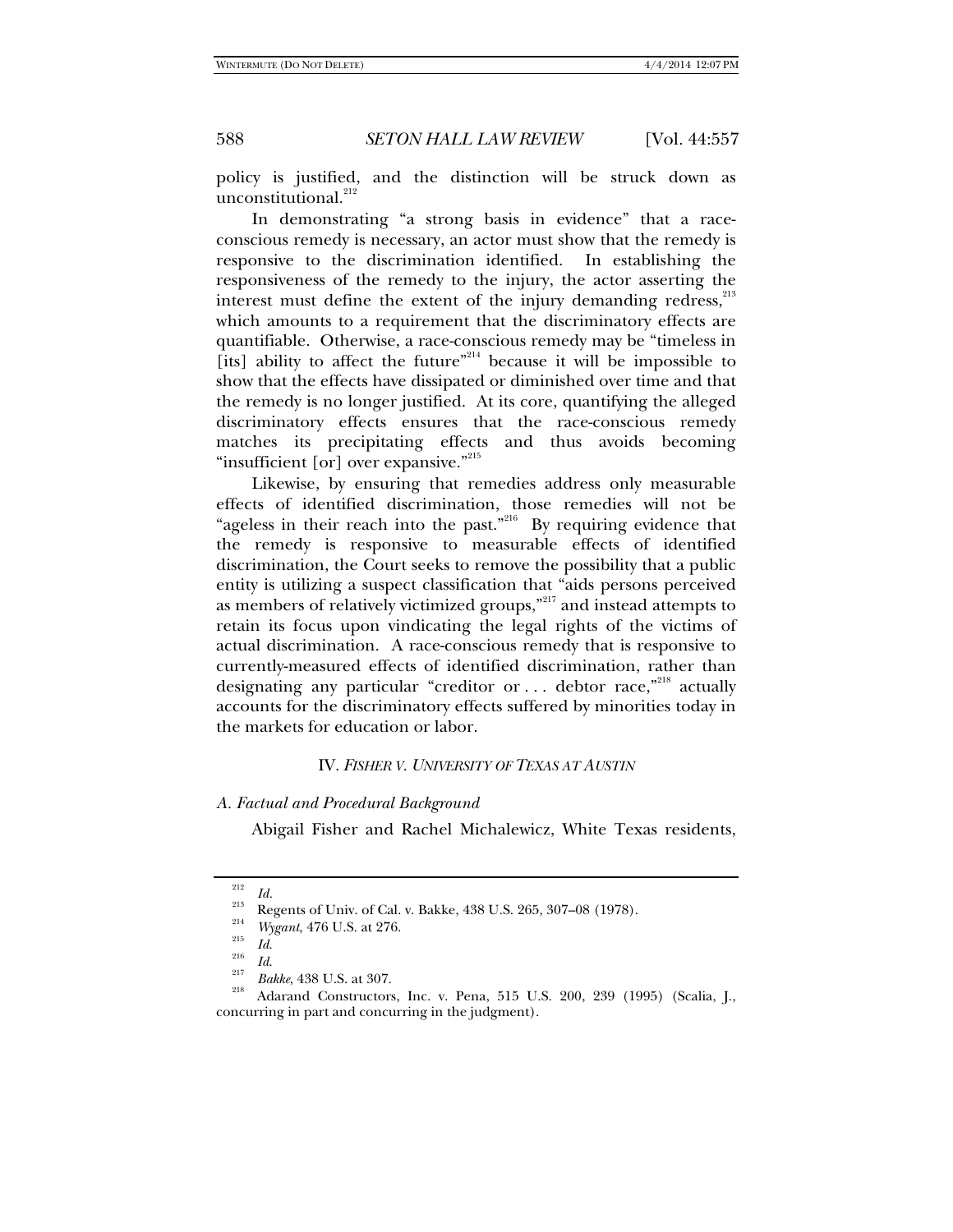policy is justified, and the distinction will be struck down as unconstitutional.[212]

In demonstrating "a strong basis in evidence" that a race-conscious remedy is necessary, an actor must show that the remedy is responsive to the discrimination identified. In establishing the responsiveness of the remedy to the injury, the actor asserting the interest must define the extent of the injury demanding redress,[213] which amounts to a requirement that the discriminatory effects are quantifiable. Otherwise, a race-conscious remedy may be "timeless in [its] ability to affect the future"[214] because it will be impossible to show that the effects have dissipated or diminished over time and that the remedy is no longer justified. At its core, quantifying the alleged discriminatory effects ensures that the race-conscious remedy matches its precipitating effects and thus avoids becoming "insufficient [or] over expansive."[215]

Likewise, by ensuring that remedies address only measurable effects of identified discrimination, those remedies will not be "ageless in their reach into the past."[216] By requiring evidence that the remedy is responsive to measurable effects of identified discrimination, the Court seeks to remove the possibility that a public entity is utilizing a suspect classification that "aids persons perceived as members of relatively victimized groups,"[217] and instead attempts to retain its focus upon vindicating the legal rights of the victims of actual discrimination. A race-conscious remedy that is responsive to currently-measured effects of identified discrimination, rather than designating any particular "creditor or . . . debtor race,"[218] actually accounts for the discriminatory effects suffered by minorities today in the markets for education or labor.

## IV. *FISHER V. UNIVERSITY OF TEXAS AT AUSTIN*

### *A. Factual and Procedural Background*

Abigail Fisher and Rachel Michalewicz, White Texas residents,

---

[212] *Id.*

[213] Regents of Univ. of Cal. v. Bakke, 438 U.S. 265, 307–08 (1978).

[214] *Wygant*, 476 U.S. at 276.

[215] *Id.*

[216] *Id.*

[217] *Bakke*, 438 U.S. at 307.

[218] Adarand Constructors, Inc. v. Pena, 515 U.S. 200, 239 (1995) (Scalia, J., concurring in part and concurring in the judgment).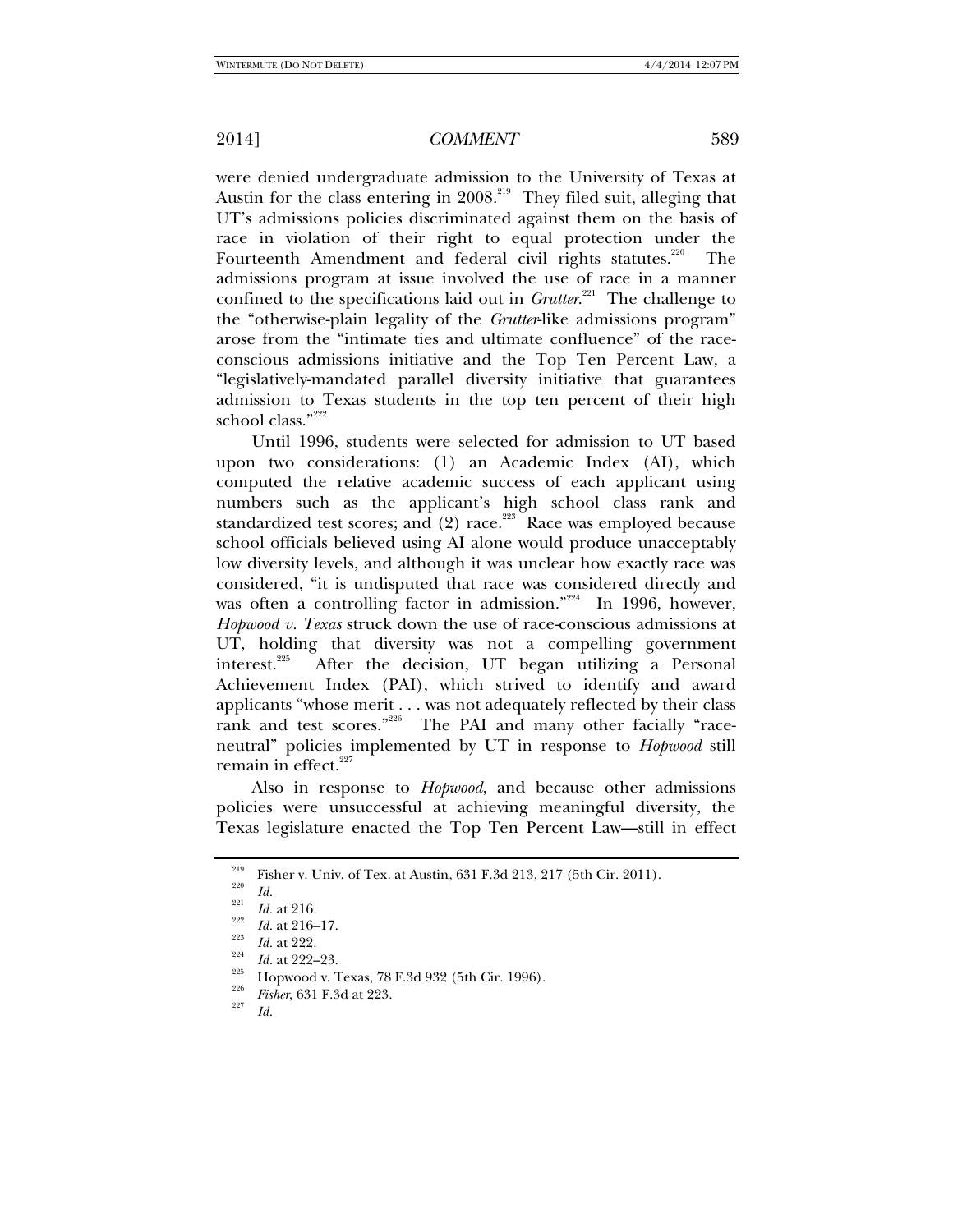were denied undergraduate admission to the University of Texas at Austin for the class entering in 2008.[219] They filed suit, alleging that UT's admissions policies discriminated against them on the basis of race in violation of their right to equal protection under the Fourteenth Amendment and federal civil rights statutes.[220] The admissions program at issue involved the use of race in a manner confined to the specifications laid out in *Grutter*.[221] The challenge to the "otherwise-plain legality of the *Grutter*-like admissions program" arose from the "intimate ties and ultimate confluence" of the race-conscious admissions initiative and the Top Ten Percent Law, a "legislatively-mandated parallel diversity initiative that guarantees admission to Texas students in the top ten percent of their high school class."[222]

Until 1996, students were selected for admission to UT based upon two considerations: (1) an Academic Index (AI), which computed the relative academic success of each applicant using numbers such as the applicant's high school class rank and standardized test scores; and (2) race.[223] Race was employed because school officials believed using AI alone would produce unacceptably low diversity levels, and although it was unclear how exactly race was considered, "it is undisputed that race was considered directly and was often a controlling factor in admission."[224] In 1996, however, *Hopwood v. Texas* struck down the use of race-conscious admissions at UT, holding that diversity was not a compelling government interest.[225] After the decision, UT began utilizing a Personal Achievement Index (PAI), which strived to identify and award applicants "whose merit . . . was not adequately reflected by their class rank and test scores."[226] The PAI and many other facially "race-neutral" policies implemented by UT in response to *Hopwood* still remain in effect.[227]

Also in response to *Hopwood*, and because other admissions policies were unsuccessful at achieving meaningful diversity, the Texas legislature enacted the Top Ten Percent Law—still in effect

---

[219] Fisher v. Univ. of Tex. at Austin, 631 F.3d 213, 217 (5th Cir. 2011).

[220] *Id.*

[221] *Id.* at 216.

[222] *Id.* at 216–17.

[223] *Id.* at 222.

[224] *Id.* at 222–23.

[225] Hopwood v. Texas, 78 F.3d 932 (5th Cir. 1996).

[226] *Fisher*, 631 F.3d at 223.

[227] *Id.*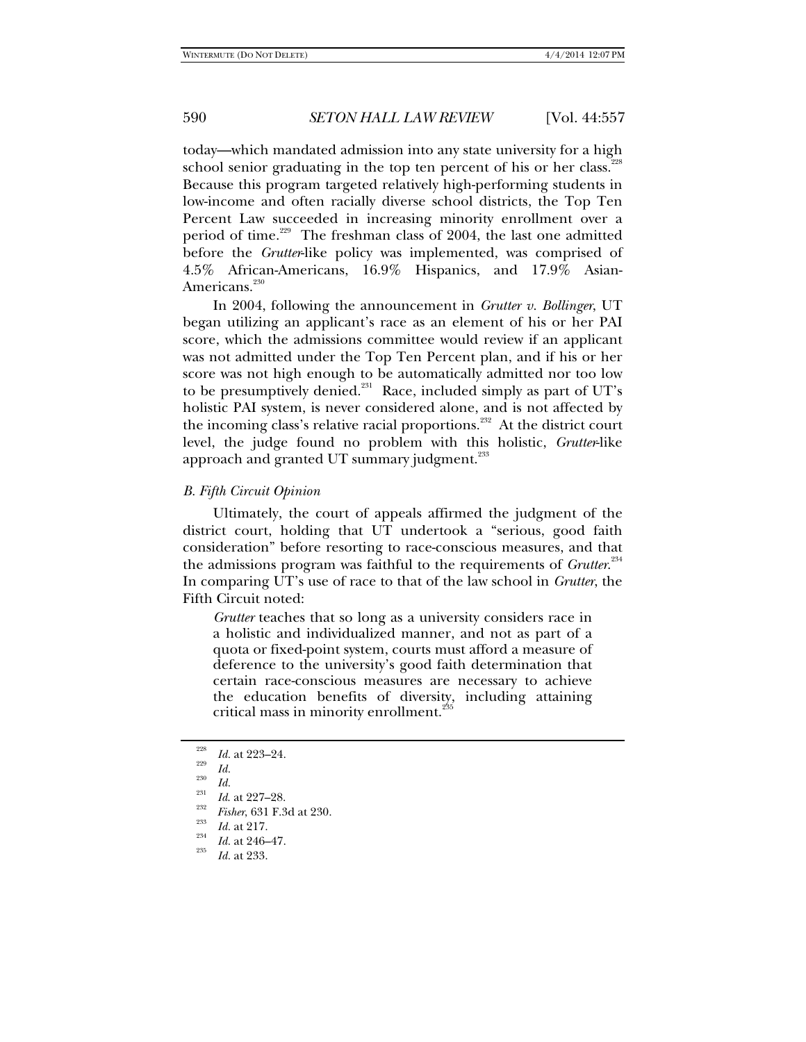today—which mandated admission into any state university for a high school senior graduating in the top ten percent of his or her class.[228] Because this program targeted relatively high-performing students in low-income and often racially diverse school districts, the Top Ten Percent Law succeeded in increasing minority enrollment over a period of time.[229] The freshman class of 2004, the last one admitted before the *Grutter*-like policy was implemented, was comprised of 4.5% African-Americans, 16.9% Hispanics, and 17.9% Asian-Americans.[230]

In 2004, following the announcement in *Grutter v. Bollinger*, UT began utilizing an applicant's race as an element of his or her PAI score, which the admissions committee would review if an applicant was not admitted under the Top Ten Percent plan, and if his or her score was not high enough to be automatically admitted nor too low to be presumptively denied.[231] Race, included simply as part of UT's holistic PAI system, is never considered alone, and is not affected by the incoming class's relative racial proportions.[232] At the district court level, the judge found no problem with this holistic, *Grutter*-like approach and granted UT summary judgment.[233]

### *B. Fifth Circuit Opinion*

Ultimately, the court of appeals affirmed the judgment of the district court, holding that UT undertook a "serious, good faith consideration" before resorting to race-conscious measures, and that the admissions program was faithful to the requirements of *Grutter*.[234] In comparing UT's use of race to that of the law school in *Grutter*, the Fifth Circuit noted:

> *Grutter* teaches that so long as a university considers race in a holistic and individualized manner, and not as part of a quota or fixed-point system, courts must afford a measure of deference to the university's good faith determination that certain race-conscious measures are necessary to achieve the education benefits of diversity, including attaining critical mass in minority enrollment.[235]

---

[228] *Id.* at 223–24.
[229] *Id.*
[230] *Id.*
[231] *Id.* at 227–28.
[232] *Fisher*, 631 F.3d at 230.
[233] *Id.* at 217.
[234] *Id.* at 246–47.
[235] *Id.* at 233.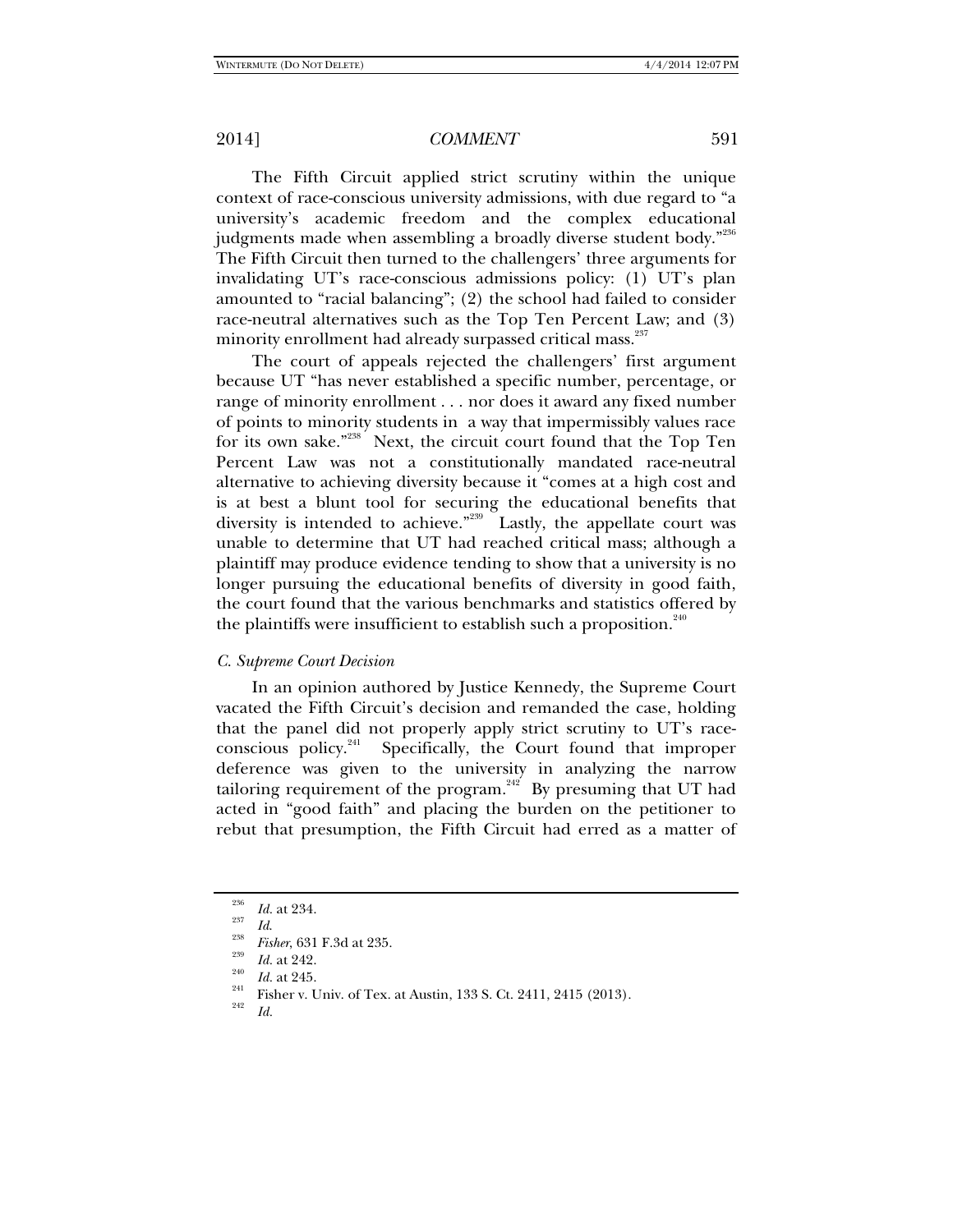The Fifth Circuit applied strict scrutiny within the unique context of race-conscious university admissions, with due regard to "a university's academic freedom and the complex educational judgments made when assembling a broadly diverse student body."[236] The Fifth Circuit then turned to the challengers' three arguments for invalidating UT's race-conscious admissions policy: (1) UT's plan amounted to "racial balancing"; (2) the school had failed to consider race-neutral alternatives such as the Top Ten Percent Law; and (3) minority enrollment had already surpassed critical mass.[237]

The court of appeals rejected the challengers' first argument because UT "has never established a specific number, percentage, or range of minority enrollment . . . nor does it award any fixed number of points to minority students in a way that impermissibly values race for its own sake."[238] Next, the circuit court found that the Top Ten Percent Law was not a constitutionally mandated race-neutral alternative to achieving diversity because it "comes at a high cost and is at best a blunt tool for securing the educational benefits that diversity is intended to achieve."[239] Lastly, the appellate court was unable to determine that UT had reached critical mass; although a plaintiff may produce evidence tending to show that a university is no longer pursuing the educational benefits of diversity in good faith, the court found that the various benchmarks and statistics offered by the plaintiffs were insufficient to establish such a proposition.[240]

### *C. Supreme Court Decision*

In an opinion authored by Justice Kennedy, the Supreme Court vacated the Fifth Circuit's decision and remanded the case, holding that the panel did not properly apply strict scrutiny to UT's race-conscious policy.[241] Specifically, the Court found that improper deference was given to the university in analyzing the narrow tailoring requirement of the program.[242] By presuming that UT had acted in "good faith" and placing the burden on the petitioner to rebut that presumption, the Fifth Circuit had erred as a matter of

---

[236] *Id.* at 234.

[237] *Id.*

[238] *Fisher*, 631 F.3d at 235.

[239] *Id.* at 242.

[240] *Id.* at 245.

[241] Fisher v. Univ. of Tex. at Austin, 133 S. Ct. 2411, 2415 (2013).

[242] *Id.*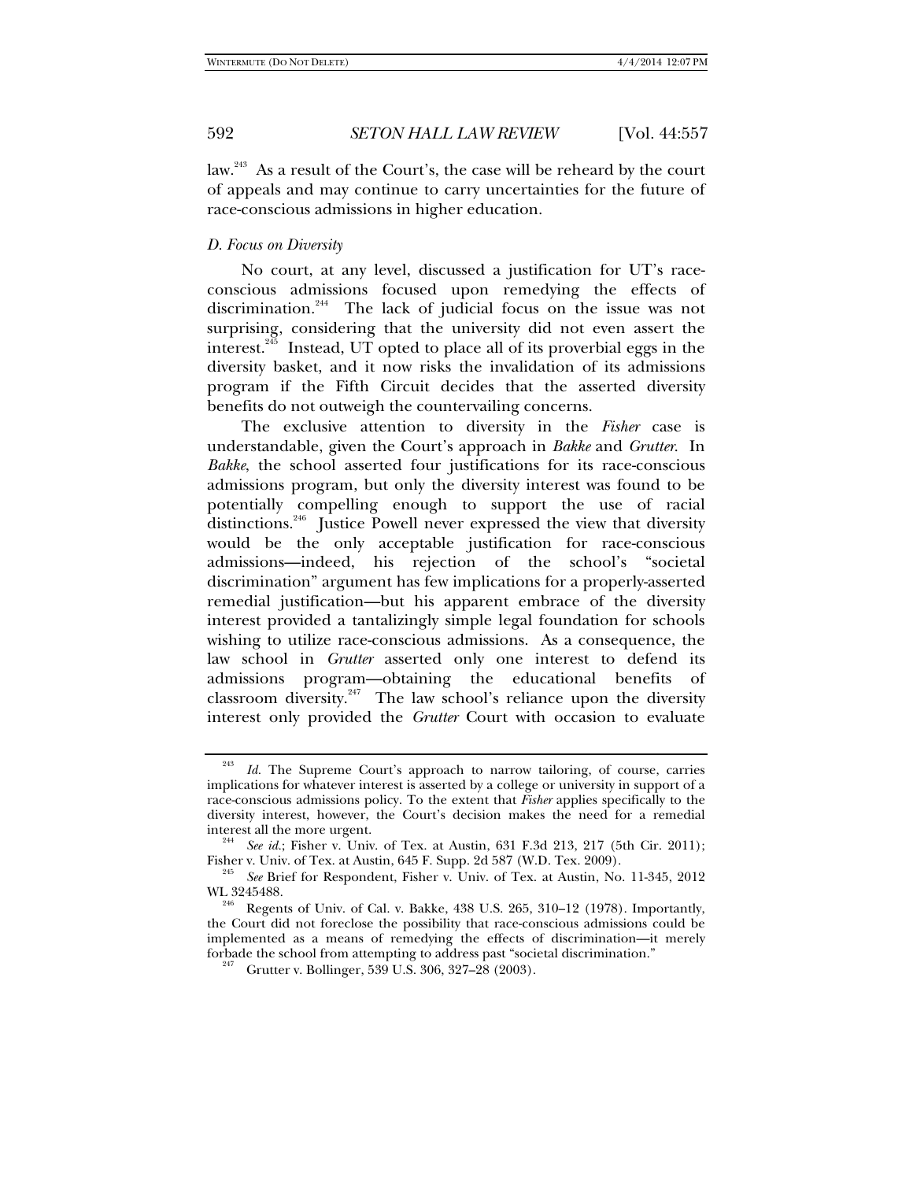law.[243] As a result of the Court's, the case will be reheard by the court of appeals and may continue to carry uncertainties for the future of race-conscious admissions in higher education.

### *D. Focus on Diversity*

No court, at any level, discussed a justification for UT's race-conscious admissions focused upon remedying the effects of discrimination.[244] The lack of judicial focus on the issue was not surprising, considering that the university did not even assert the interest.[245] Instead, UT opted to place all of its proverbial eggs in the diversity basket, and it now risks the invalidation of its admissions program if the Fifth Circuit decides that the asserted diversity benefits do not outweigh the countervailing concerns.

The exclusive attention to diversity in the *Fisher* case is understandable, given the Court's approach in *Bakke* and *Grutter*. In *Bakke*, the school asserted four justifications for its race-conscious admissions program, but only the diversity interest was found to be potentially compelling enough to support the use of racial distinctions.[246] Justice Powell never expressed the view that diversity would be the only acceptable justification for race-conscious admissions—indeed, his rejection of the school's "societal discrimination" argument has few implications for a properly-asserted remedial justification—but his apparent embrace of the diversity interest provided a tantalizingly simple legal foundation for schools wishing to utilize race-conscious admissions. As a consequence, the law school in *Grutter* asserted only one interest to defend its admissions program—obtaining the educational benefits of classroom diversity.[247] The law school's reliance upon the diversity interest only provided the *Grutter* Court with occasion to evaluate

---

[243] *Id.* The Supreme Court's approach to narrow tailoring, of course, carries implications for whatever interest is asserted by a college or university in support of a race-conscious admissions policy. To the extent that *Fisher* applies specifically to the diversity interest, however, the Court's decision makes the need for a remedial interest all the more urgent.

[244] *See id.*; Fisher v. Univ. of Tex. at Austin, 631 F.3d 213, 217 (5th Cir. 2011); Fisher v. Univ. of Tex. at Austin, 645 F. Supp. 2d 587 (W.D. Tex. 2009).

[245] *See* Brief for Respondent, Fisher v. Univ. of Tex. at Austin, No. 11-345, 2012 WL 3245488.

[246] Regents of Univ. of Cal. v. Bakke, 438 U.S. 265, 310–12 (1978). Importantly, the Court did not foreclose the possibility that race-conscious admissions could be implemented as a means of remedying the effects of discrimination—it merely forbade the school from attempting to address past "societal discrimination."

[247] Grutter v. Bollinger, 539 U.S. 306, 327–28 (2003).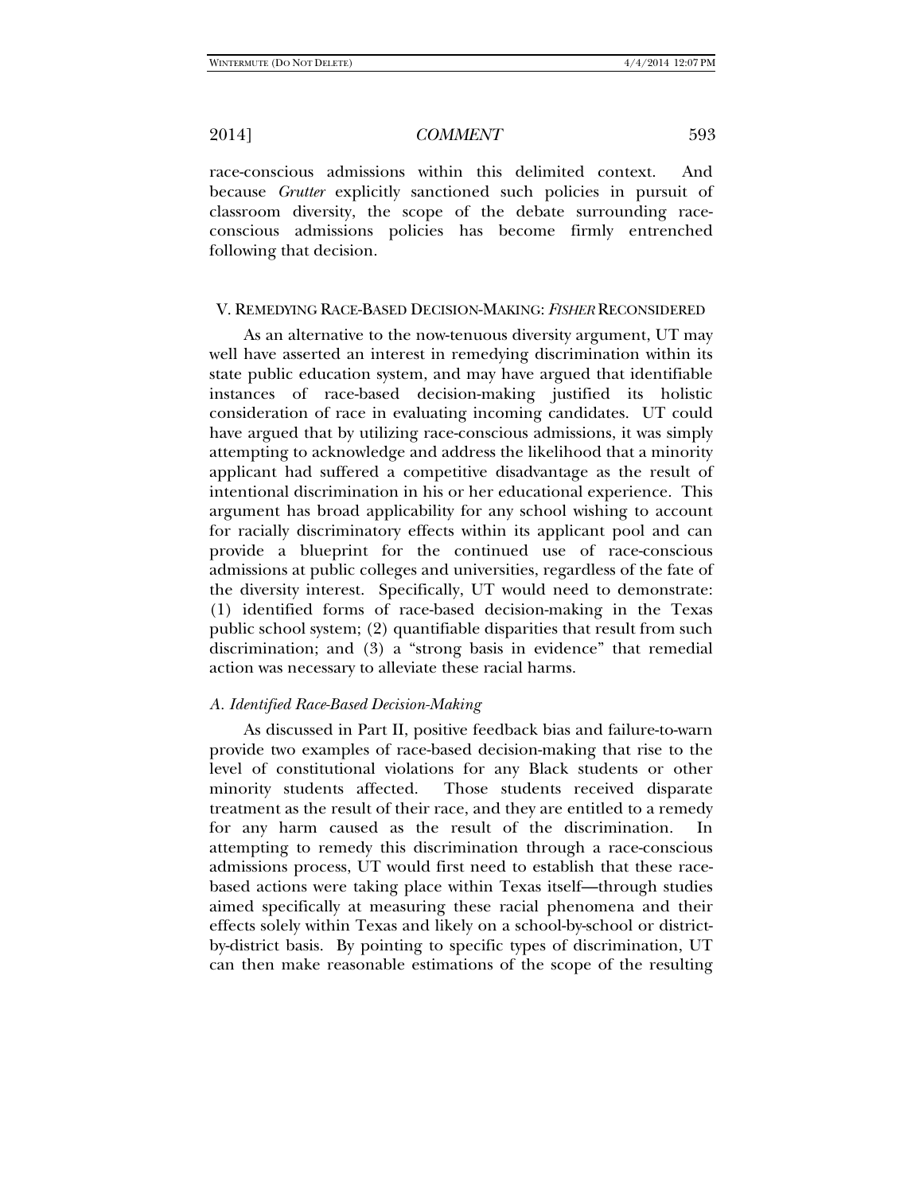race-conscious admissions within this delimited context. And because *Grutter* explicitly sanctioned such policies in pursuit of classroom diversity, the scope of the debate surrounding race-conscious admissions policies has become firmly entrenched following that decision.

## V. REMEDYING RACE-BASED DECISION-MAKING: *FISHER* RECONSIDERED

As an alternative to the now-tenuous diversity argument, UT may well have asserted an interest in remedying discrimination within its state public education system, and may have argued that identifiable instances of race-based decision-making justified its holistic consideration of race in evaluating incoming candidates. UT could have argued that by utilizing race-conscious admissions, it was simply attempting to acknowledge and address the likelihood that a minority applicant had suffered a competitive disadvantage as the result of intentional discrimination in his or her educational experience. This argument has broad applicability for any school wishing to account for racially discriminatory effects within its applicant pool and can provide a blueprint for the continued use of race-conscious admissions at public colleges and universities, regardless of the fate of the diversity interest. Specifically, UT would need to demonstrate: (1) identified forms of race-based decision-making in the Texas public school system; (2) quantifiable disparities that result from such discrimination; and (3) a "strong basis in evidence" that remedial action was necessary to alleviate these racial harms.

### *A. Identified Race-Based Decision-Making*

As discussed in Part II, positive feedback bias and failure-to-warn provide two examples of race-based decision-making that rise to the level of constitutional violations for any Black students or other minority students affected. Those students received disparate treatment as the result of their race, and they are entitled to a remedy for any harm caused as the result of the discrimination. In attempting to remedy this discrimination through a race-conscious admissions process, UT would first need to establish that these race-based actions were taking place within Texas itself—through studies aimed specifically at measuring these racial phenomena and their effects solely within Texas and likely on a school-by-school or district-by-district basis. By pointing to specific types of discrimination, UT can then make reasonable estimations of the scope of the resulting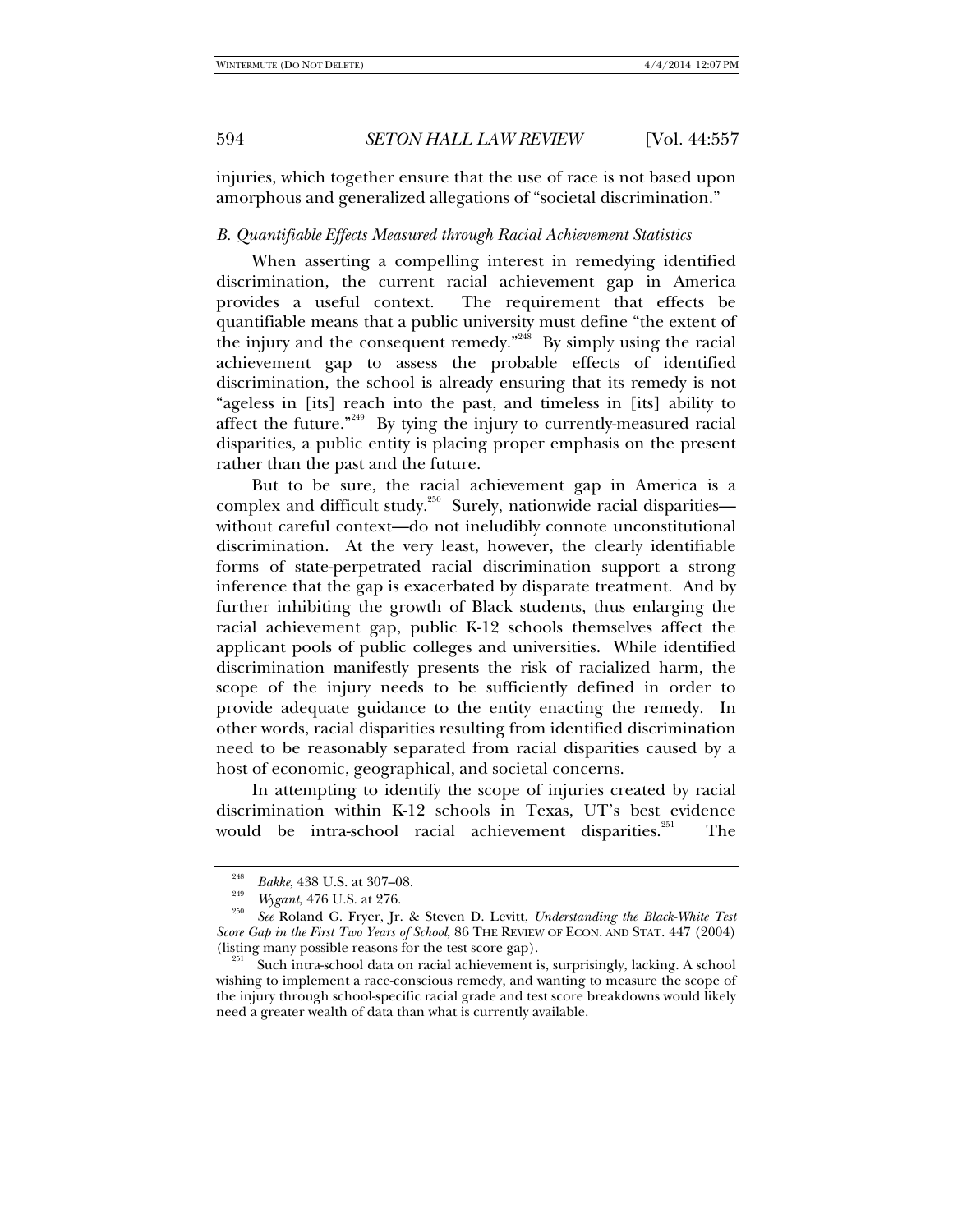injuries, which together ensure that the use of race is not based upon amorphous and generalized allegations of "societal discrimination."

### *B. Quantifiable Effects Measured through Racial Achievement Statistics*

When asserting a compelling interest in remedying identified discrimination, the current racial achievement gap in America provides a useful context. The requirement that effects be quantifiable means that a public university must define "the extent of the injury and the consequent remedy."[248] By simply using the racial achievement gap to assess the probable effects of identified discrimination, the school is already ensuring that its remedy is not "ageless in [its] reach into the past, and timeless in [its] ability to affect the future."[249] By tying the injury to currently-measured racial disparities, a public entity is placing proper emphasis on the present rather than the past and the future.

But to be sure, the racial achievement gap in America is a complex and difficult study.[250] Surely, nationwide racial disparities—without careful context—do not ineludibly connote unconstitutional discrimination. At the very least, however, the clearly identifiable forms of state-perpetrated racial discrimination support a strong inference that the gap is exacerbated by disparate treatment. And by further inhibiting the growth of Black students, thus enlarging the racial achievement gap, public K-12 schools themselves affect the applicant pools of public colleges and universities. While identified discrimination manifestly presents the risk of racialized harm, the scope of the injury needs to be sufficiently defined in order to provide adequate guidance to the entity enacting the remedy. In other words, racial disparities resulting from identified discrimination need to be reasonably separated from racial disparities caused by a host of economic, geographical, and societal concerns.

In attempting to identify the scope of injuries created by racial discrimination within K-12 schools in Texas, UT's best evidence would be intra-school racial achievement disparities.[251] The

---

[248] *Bakke*, 438 U.S. at 307–08.

[249] *Wygant*, 476 U.S. at 276.

[250] *See* Roland G. Fryer, Jr. & Steven D. Levitt, *Understanding the Black-White Test Score Gap in the First Two Years of School*, 86 THE REVIEW OF ECON. AND STAT. 447 (2004) (listing many possible reasons for the test score gap).

[251] Such intra-school data on racial achievement is, surprisingly, lacking. A school wishing to implement a race-conscious remedy, and wanting to measure the scope of the injury through school-specific racial grade and test score breakdowns would likely need a greater wealth of data than what is currently available.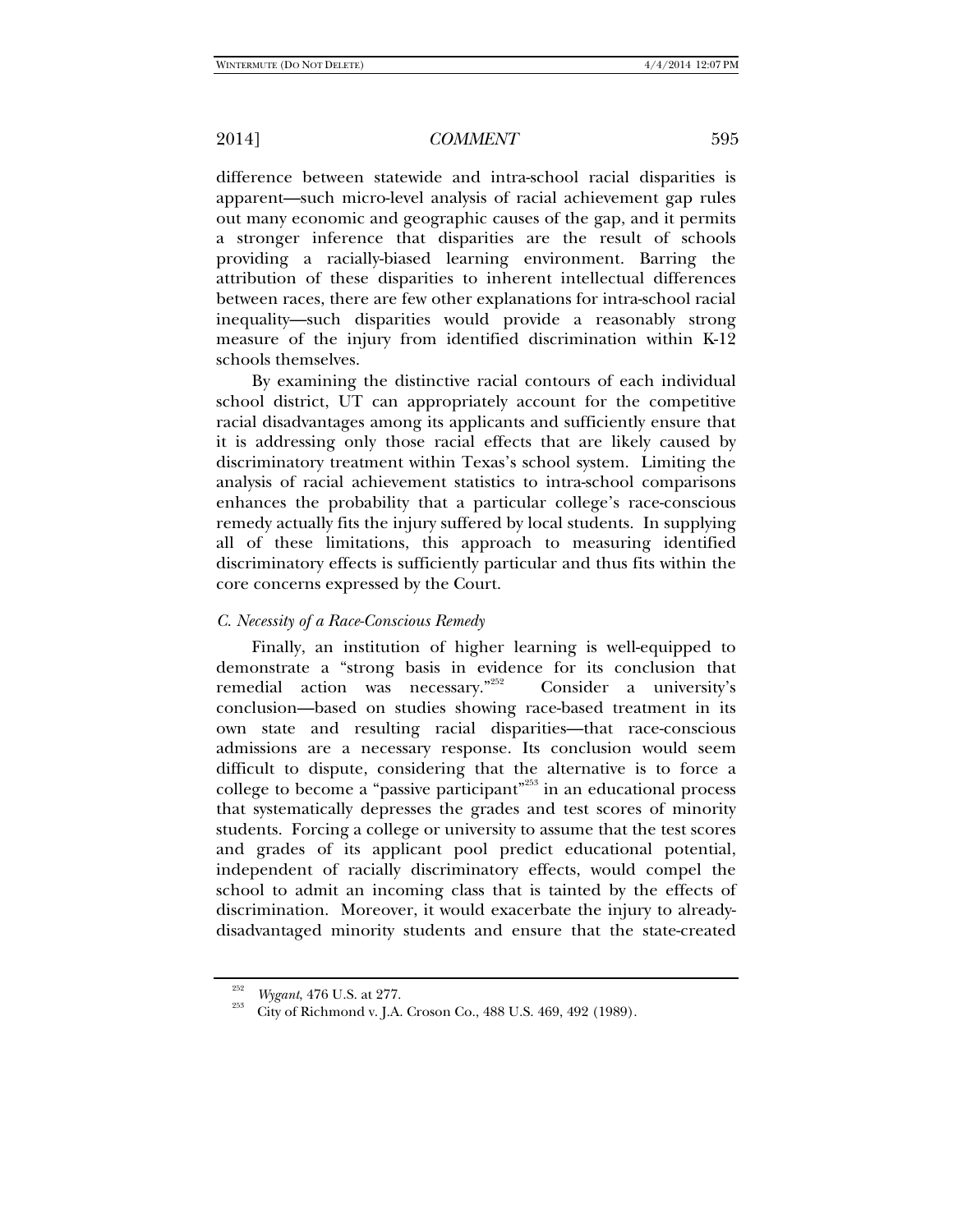difference between statewide and intra-school racial disparities is apparent—such micro-level analysis of racial achievement gap rules out many economic and geographic causes of the gap, and it permits a stronger inference that disparities are the result of schools providing a racially-biased learning environment. Barring the attribution of these disparities to inherent intellectual differences between races, there are few other explanations for intra-school racial inequality—such disparities would provide a reasonably strong measure of the injury from identified discrimination within K-12 schools themselves.

By examining the distinctive racial contours of each individual school district, UT can appropriately account for the competitive racial disadvantages among its applicants and sufficiently ensure that it is addressing only those racial effects that are likely caused by discriminatory treatment within Texas's school system. Limiting the analysis of racial achievement statistics to intra-school comparisons enhances the probability that a particular college's race-conscious remedy actually fits the injury suffered by local students. In supplying all of these limitations, this approach to measuring identified discriminatory effects is sufficiently particular and thus fits within the core concerns expressed by the Court.

### *C. Necessity of a Race-Conscious Remedy*

Finally, an institution of higher learning is well-equipped to demonstrate a "strong basis in evidence for its conclusion that remedial action was necessary."[252] Consider a university's conclusion—based on studies showing race-based treatment in its own state and resulting racial disparities—that race-conscious admissions are a necessary response. Its conclusion would seem difficult to dispute, considering that the alternative is to force a college to become a "passive participant"[253] in an educational process that systematically depresses the grades and test scores of minority students. Forcing a college or university to assume that the test scores and grades of its applicant pool predict educational potential, independent of racially discriminatory effects, would compel the school to admit an incoming class that is tainted by the effects of discrimination. Moreover, it would exacerbate the injury to already-disadvantaged minority students and ensure that the state-created

---

[252] *Wygant*, 476 U.S. at 277.

[253] City of Richmond v. J.A. Croson Co., 488 U.S. 469, 492 (1989).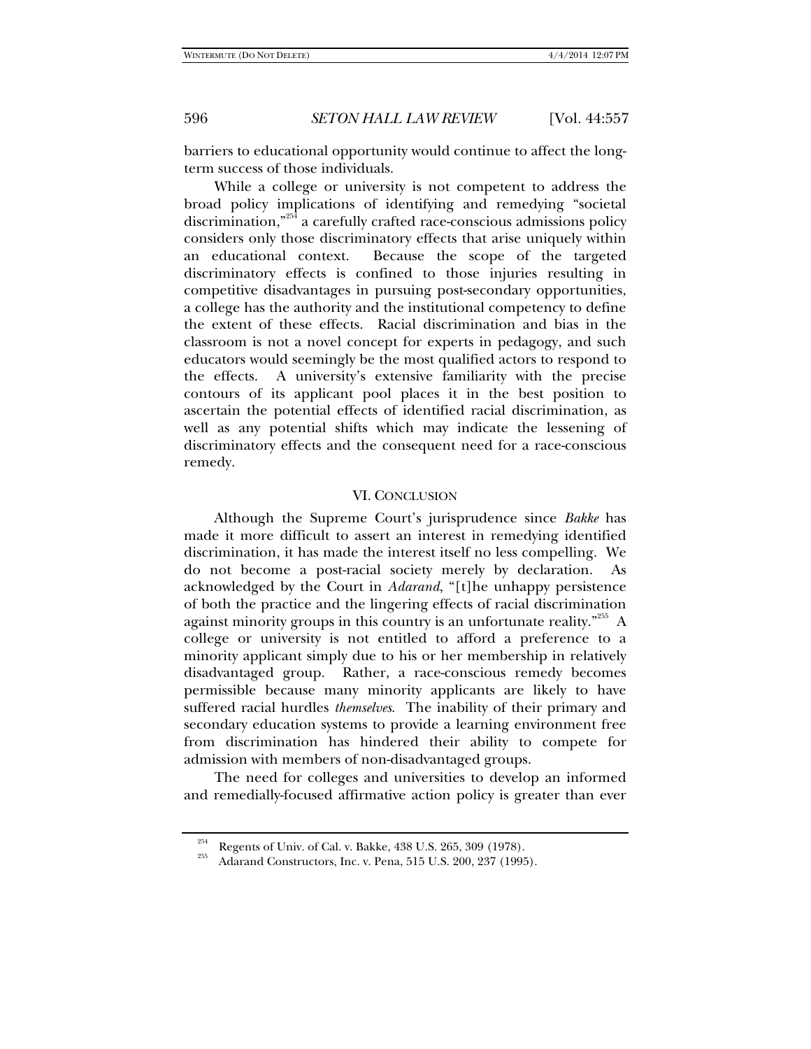barriers to educational opportunity would continue to affect the long-term success of those individuals.

While a college or university is not competent to address the broad policy implications of identifying and remedying "societal discrimination,"[254] a carefully crafted race-conscious admissions policy considers only those discriminatory effects that arise uniquely within an educational context. Because the scope of the targeted discriminatory effects is confined to those injuries resulting in competitive disadvantages in pursuing post-secondary opportunities, a college has the authority and the institutional competency to define the extent of these effects. Racial discrimination and bias in the classroom is not a novel concept for experts in pedagogy, and such educators would seemingly be the most qualified actors to respond to the effects. A university's extensive familiarity with the precise contours of its applicant pool places it in the best position to ascertain the potential effects of identified racial discrimination, as well as any potential shifts which may indicate the lessening of discriminatory effects and the consequent need for a race-conscious remedy.

## VI. Conclusion

Although the Supreme Court's jurisprudence since *Bakke* has made it more difficult to assert an interest in remedying identified discrimination, it has made the interest itself no less compelling. We do not become a post-racial society merely by declaration. As acknowledged by the Court in *Adarand*, "[t]he unhappy persistence of both the practice and the lingering effects of racial discrimination against minority groups in this country is an unfortunate reality."[255] A college or university is not entitled to afford a preference to a minority applicant simply due to his or her membership in relatively disadvantaged group. Rather, a race-conscious remedy becomes permissible because many minority applicants are likely to have suffered racial hurdles *themselves*. The inability of their primary and secondary education systems to provide a learning environment free from discrimination has hindered their ability to compete for admission with members of non-disadvantaged groups.

The need for colleges and universities to develop an informed and remedially-focused affirmative action policy is greater than ever

---

[254] Regents of Univ. of Cal. v. Bakke, 438 U.S. 265, 309 (1978).

[255] Adarand Constructors, Inc. v. Pena, 515 U.S. 200, 237 (1995).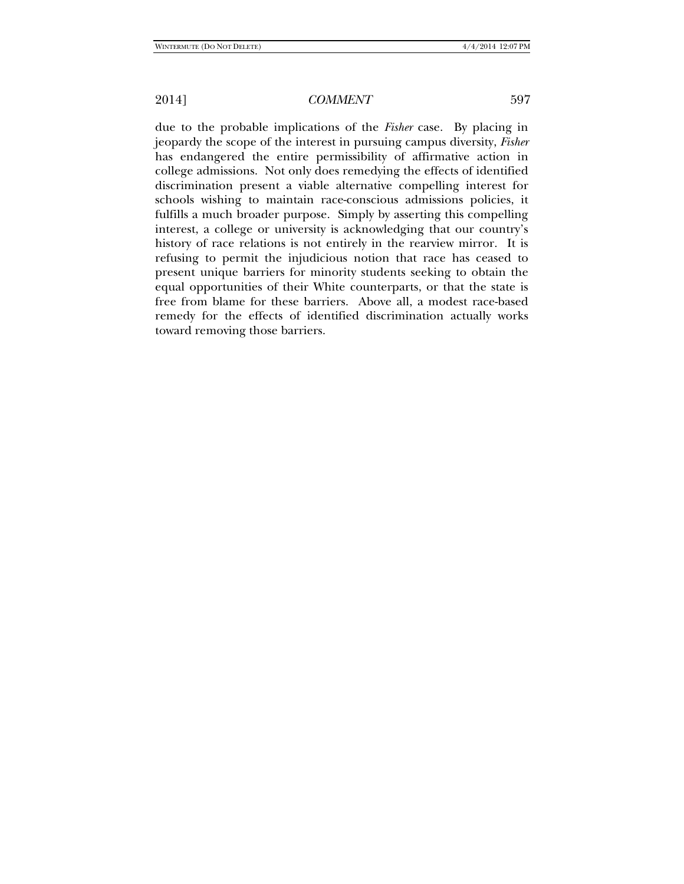due to the probable implications of the *Fisher* case. By placing in jeopardy the scope of the interest in pursuing campus diversity, *Fisher* has endangered the entire permissibility of affirmative action in college admissions. Not only does remedying the effects of identified discrimination present a viable alternative compelling interest for schools wishing to maintain race-conscious admissions policies, it fulfills a much broader purpose. Simply by asserting this compelling interest, a college or university is acknowledging that our country's history of race relations is not entirely in the rearview mirror. It is refusing to permit the injudicious notion that race has ceased to present unique barriers for minority students seeking to obtain the equal opportunities of their White counterparts, or that the state is free from blame for these barriers. Above all, a modest race-based remedy for the effects of identified discrimination actually works toward removing those barriers.